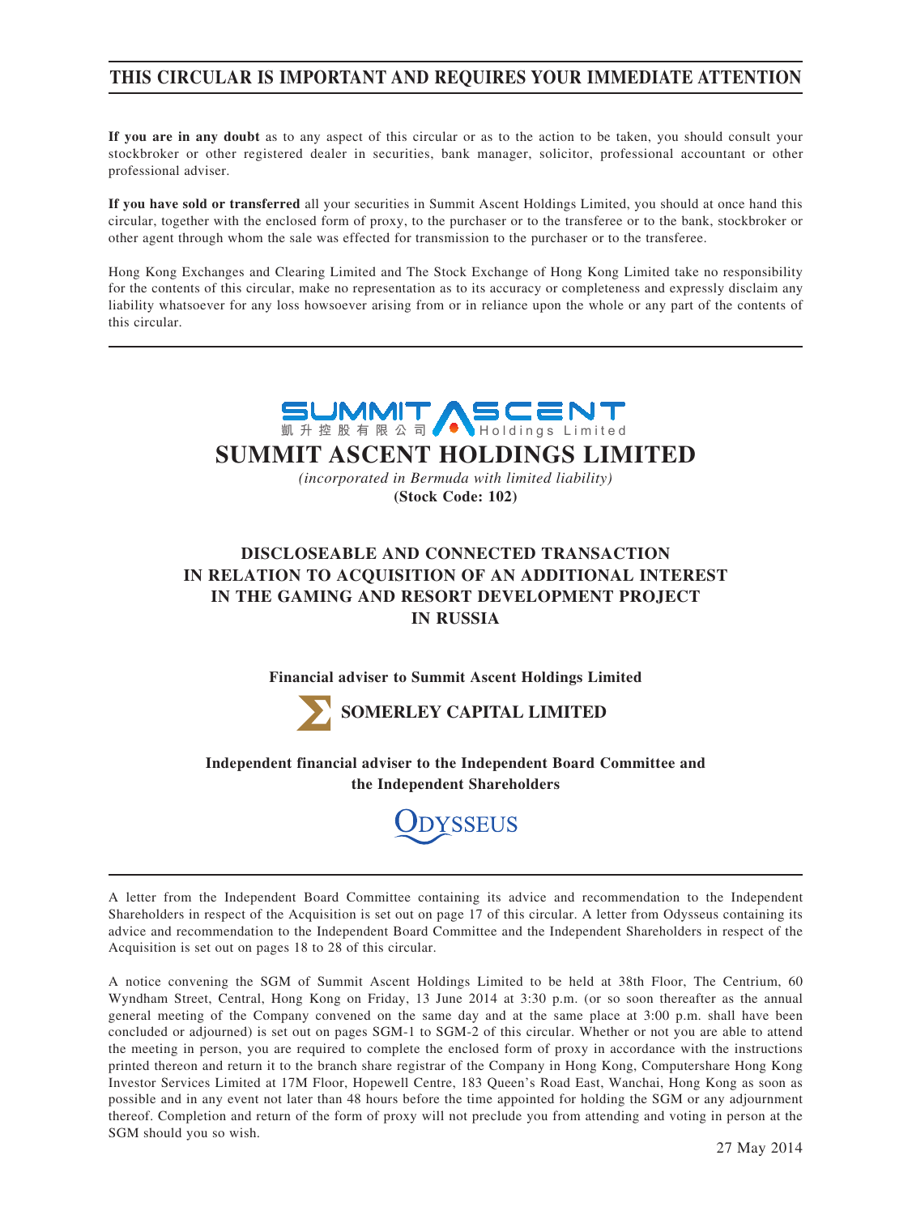**THIS CIRCULAR IS IMPORTANT AND REQUIRES YOUR IMMEDIATE ATTENTION**

**If you are in any doubt** as to any aspect of this circular or as to the action to be taken, you should consult your stockbroker or other registered dealer in securities, bank manager, solicitor, professional accountant or other professional adviser.

**If you have sold or transferred** all your securities in Summit Ascent Holdings Limited, you should at once hand this circular, together with the enclosed form of proxy, to the purchaser or to the transferee or to the bank, stockbroker or other agent through whom the sale was effected for transmission to the purchaser or to the transferee.

Hong Kong Exchanges and Clearing Limited and The Stock Exchange of Hong Kong Limited take no responsibility for the contents of this circular, make no representation as to its accuracy or completeness and expressly disclaim any liability whatsoever for any loss howsoever arising from or in reliance upon the whole or any part of the contents of this circular.

SUMMIT ASCENT 凱升控股有限公司 Holdings Limited

# SUMMIT ASCENT HOLDINGS LIMITED

*(incorporated in Bermuda with limited liability)*

**(Stock Code: 102)**

## DISCLOSEABLE AND CONNECTED TRANSACTION IN RELATION TO ACQUISITION OF AN ADDITIONAL INTEREST IN THE GAMING AND RESORT DEVELOPMENT PROJECT IN RUSSIA

**Financial adviser to Summit Ascent Holdings Limited**

**SOMERLEY CAPITAL LIMITED**

**Independent financial adviser to the Independent Board Committee and the Independent Shareholders**

ODYSSEUS

A letter from the Independent Board Committee containing its advice and recommendation to the Independent Shareholders in respect of the Acquisition is set out on page 17 of this circular. A letter from Odysseus containing its advice and recommendation to the Independent Board Committee and the Independent Shareholders in respect of the Acquisition is set out on pages 18 to 28 of this circular.

A notice convening the SGM of Summit Ascent Holdings Limited to be held at 38th Floor, The Centrium, 60 Wyndham Street, Central, Hong Kong on Friday, 13 June 2014 at 3:30 p.m. (or so soon thereafter as the annual general meeting of the Company convened on the same day and at the same place at 3:00 p.m. shall have been concluded or adjourned) is set out on pages SGM-1 to SGM-2 of this circular. Whether or not you are able to attend the meeting in person, you are required to complete the enclosed form of proxy in accordance with the instructions printed thereon and return it to the branch share registrar of the Company in Hong Kong, Computershare Hong Kong Investor Services Limited at 17M Floor, Hopewell Centre, 183 Queen's Road East, Wanchai, Hong Kong as soon as possible and in any event not later than 48 hours before the time appointed for holding the SGM or any adjournment thereof. Completion and return of the form of proxy will not preclude you from attending and voting in person at the SGM should you so wish.

27 May 2014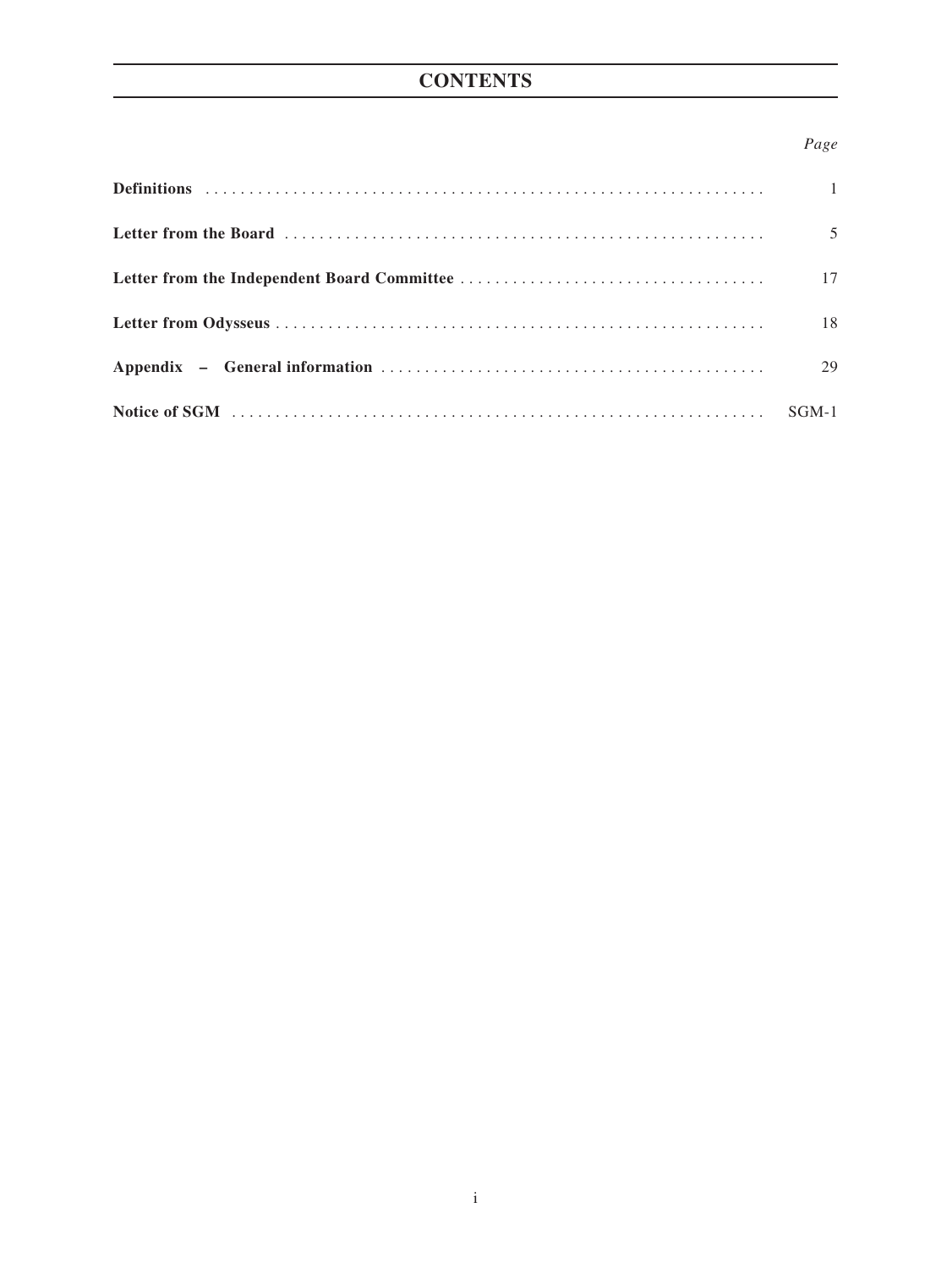# CONTENTS

| | Page |
|---|---|
| **Definitions** | 1 |
| **Letter from the Board** | 5 |
| **Letter from the Independent Board Committee** | 17 |
| **Letter from Odysseus** | 18 |
| **Appendix – General information** | 29 |
| **Notice of SGM** | SGM-1 |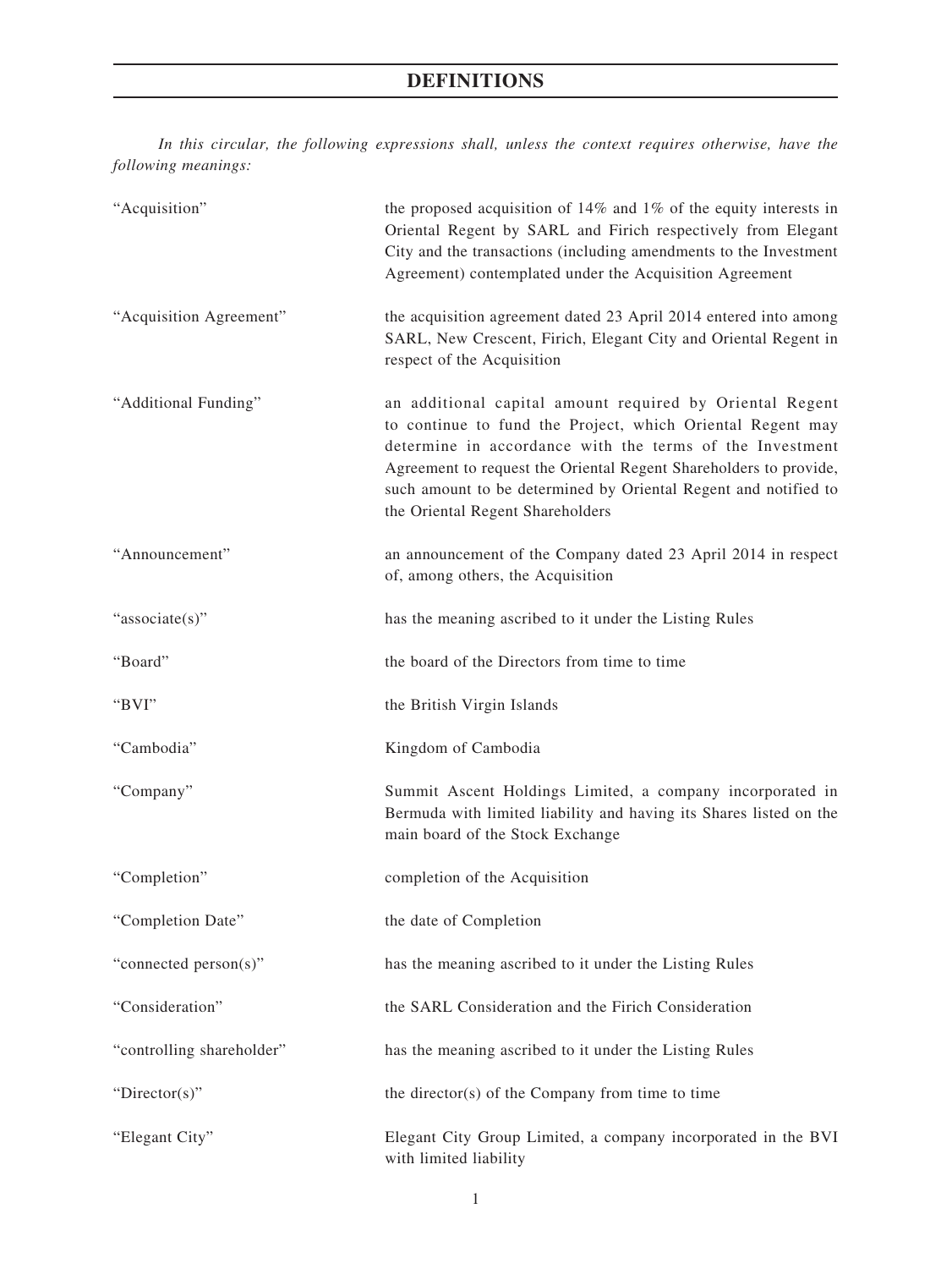# DEFINITIONS

*In this circular, the following expressions shall, unless the context requires otherwise, have the following meanings:*

| | |
|---|---|
| "Acquisition" | the proposed acquisition of 14% and 1% of the equity interests in Oriental Regent by SARL and Firich respectively from Elegant City and the transactions (including amendments to the Investment Agreement) contemplated under the Acquisition Agreement |
| "Acquisition Agreement" | the acquisition agreement dated 23 April 2014 entered into among SARL, New Crescent, Firich, Elegant City and Oriental Regent in respect of the Acquisition |
| "Additional Funding" | an additional capital amount required by Oriental Regent to continue to fund the Project, which Oriental Regent may determine in accordance with the terms of the Investment Agreement to request the Oriental Regent Shareholders to provide, such amount to be determined by Oriental Regent and notified to the Oriental Regent Shareholders |
| "Announcement" | an announcement of the Company dated 23 April 2014 in respect of, among others, the Acquisition |
| "associate(s)" | has the meaning ascribed to it under the Listing Rules |
| "Board" | the board of the Directors from time to time |
| "BVI" | the British Virgin Islands |
| "Cambodia" | Kingdom of Cambodia |
| "Company" | Summit Ascent Holdings Limited, a company incorporated in Bermuda with limited liability and having its Shares listed on the main board of the Stock Exchange |
| "Completion" | completion of the Acquisition |
| "Completion Date" | the date of Completion |
| "connected person(s)" | has the meaning ascribed to it under the Listing Rules |
| "Consideration" | the SARL Consideration and the Firich Consideration |
| "controlling shareholder" | has the meaning ascribed to it under the Listing Rules |
| "Director(s)" | the director(s) of the Company from time to time |
| "Elegant City" | Elegant City Group Limited, a company incorporated in the BVI with limited liability |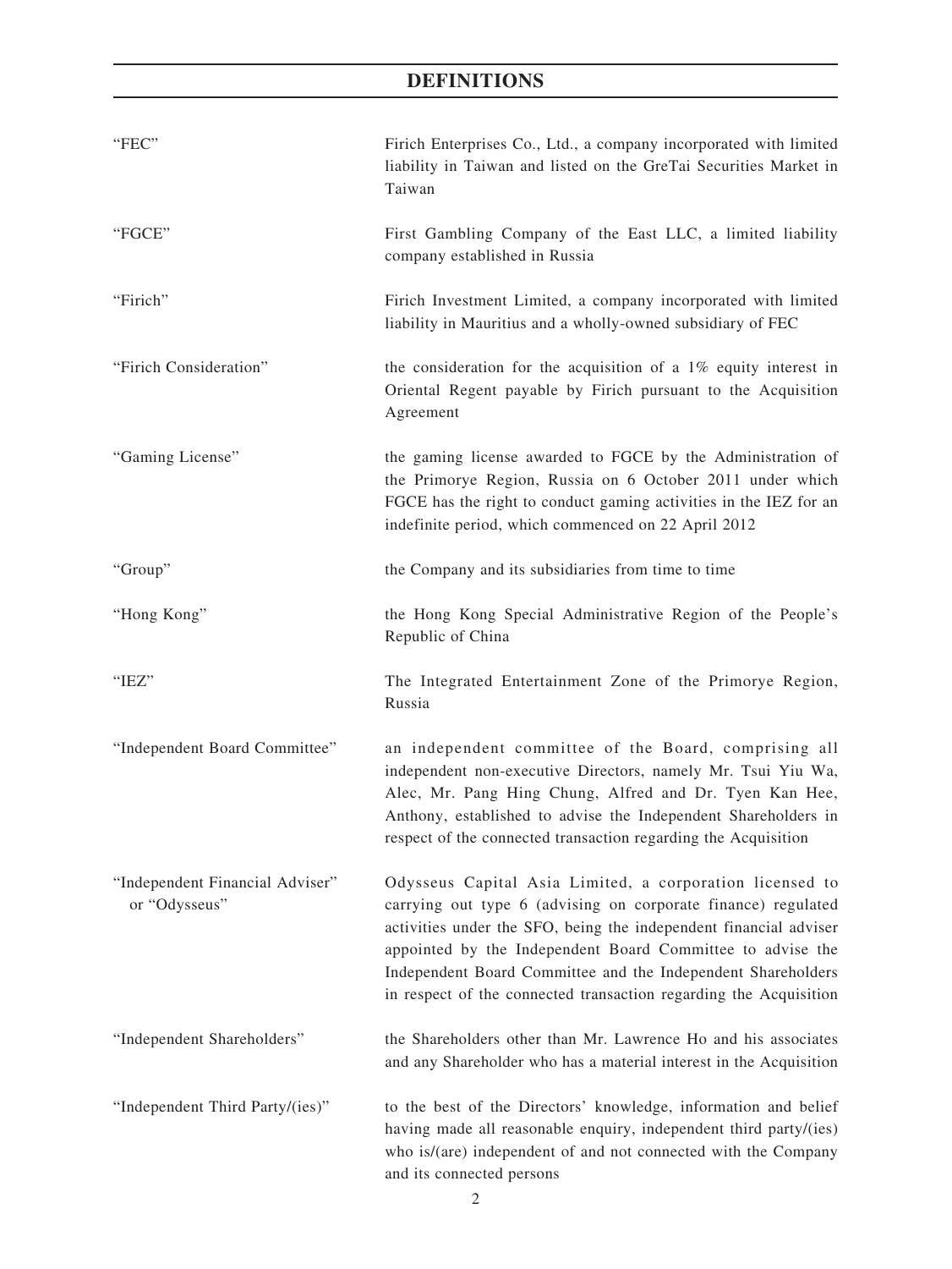# DEFINITIONS

| | |
|---|---|
| "FEC" | Firich Enterprises Co., Ltd., a company incorporated with limited liability in Taiwan and listed on the GreTai Securities Market in Taiwan |
| "FGCE" | First Gambling Company of the East LLC, a limited liability company established in Russia |
| "Firich" | Firich Investment Limited, a company incorporated with limited liability in Mauritius and a wholly-owned subsidiary of FEC |
| "Firich Consideration" | the consideration for the acquisition of a 1% equity interest in Oriental Regent payable by Firich pursuant to the Acquisition Agreement |
| "Gaming License" | the gaming license awarded to FGCE by the Administration of the Primorye Region, Russia on 6 October 2011 under which FGCE has the right to conduct gaming activities in the IEZ for an indefinite period, which commenced on 22 April 2012 |
| "Group" | the Company and its subsidiaries from time to time |
| "Hong Kong" | the Hong Kong Special Administrative Region of the People's Republic of China |
| "IEZ" | The Integrated Entertainment Zone of the Primorye Region, Russia |
| "Independent Board Committee" | an independent committee of the Board, comprising all independent non-executive Directors, namely Mr. Tsui Yiu Wa, Alec, Mr. Pang Hing Chung, Alfred and Dr. Tyen Kan Hee, Anthony, established to advise the Independent Shareholders in respect of the connected transaction regarding the Acquisition |
| "Independent Financial Adviser" or "Odysseus" | Odysseus Capital Asia Limited, a corporation licensed to carrying out type 6 (advising on corporate finance) regulated activities under the SFO, being the independent financial adviser appointed by the Independent Board Committee to advise the Independent Board Committee and the Independent Shareholders in respect of the connected transaction regarding the Acquisition |
| "Independent Shareholders" | the Shareholders other than Mr. Lawrence Ho and his associates and any Shareholder who has a material interest in the Acquisition |
| "Independent Third Party/(ies)" | to the best of the Directors' knowledge, information and belief having made all reasonable enquiry, independent third party/(ies) who is/(are) independent of and not connected with the Company and its connected persons |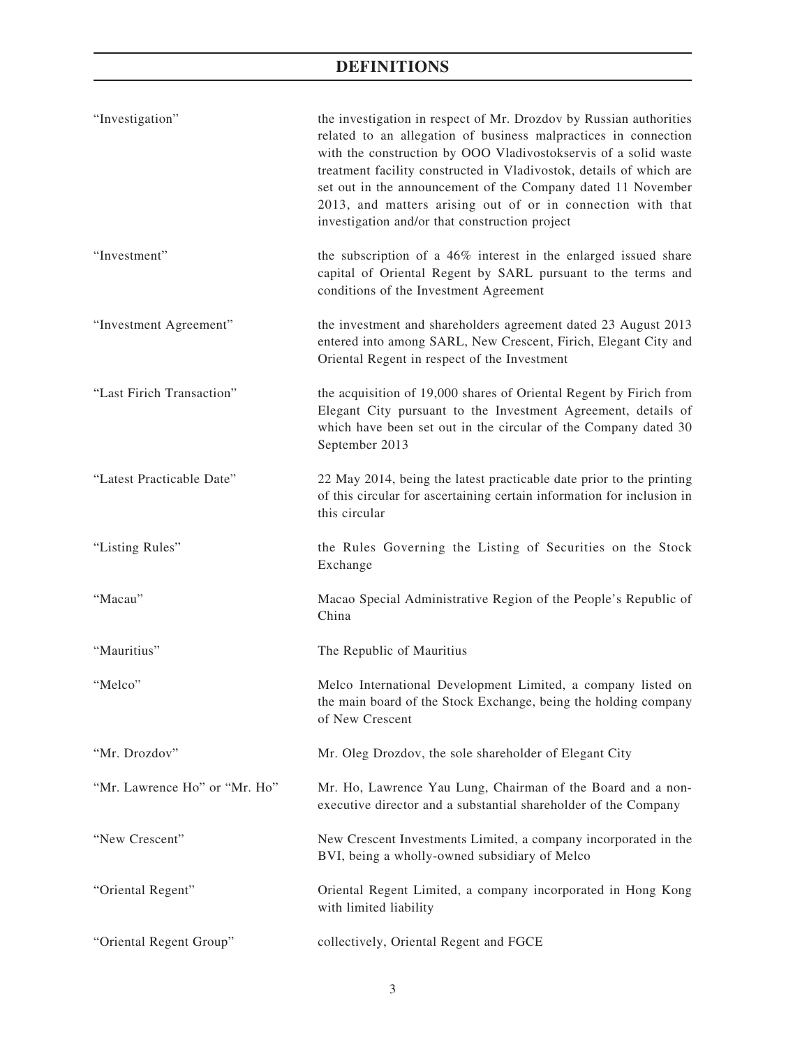# DEFINITIONS

| | |
|---|---|
| "Investigation" | the investigation in respect of Mr. Drozdov by Russian authorities related to an allegation of business malpractices in connection with the construction by OOO Vladivostokservis of a solid waste treatment facility constructed in Vladivostok, details of which are set out in the announcement of the Company dated 11 November 2013, and matters arising out of or in connection with that investigation and/or that construction project |
| "Investment" | the subscription of a 46% interest in the enlarged issued share capital of Oriental Regent by SARL pursuant to the terms and conditions of the Investment Agreement |
| "Investment Agreement" | the investment and shareholders agreement dated 23 August 2013 entered into among SARL, New Crescent, Firich, Elegant City and Oriental Regent in respect of the Investment |
| "Last Firich Transaction" | the acquisition of 19,000 shares of Oriental Regent by Firich from Elegant City pursuant to the Investment Agreement, details of which have been set out in the circular of the Company dated 30 September 2013 |
| "Latest Practicable Date" | 22 May 2014, being the latest practicable date prior to the printing of this circular for ascertaining certain information for inclusion in this circular |
| "Listing Rules" | the Rules Governing the Listing of Securities on the Stock Exchange |
| "Macau" | Macao Special Administrative Region of the People's Republic of China |
| "Mauritius" | The Republic of Mauritius |
| "Melco" | Melco International Development Limited, a company listed on the main board of the Stock Exchange, being the holding company of New Crescent |
| "Mr. Drozdov" | Mr. Oleg Drozdov, the sole shareholder of Elegant City |
| "Mr. Lawrence Ho" or "Mr. Ho" | Mr. Ho, Lawrence Yau Lung, Chairman of the Board and a non-executive director and a substantial shareholder of the Company |
| "New Crescent" | New Crescent Investments Limited, a company incorporated in the BVI, being a wholly-owned subsidiary of Melco |
| "Oriental Regent" | Oriental Regent Limited, a company incorporated in Hong Kong with limited liability |
| "Oriental Regent Group" | collectively, Oriental Regent and FGCE |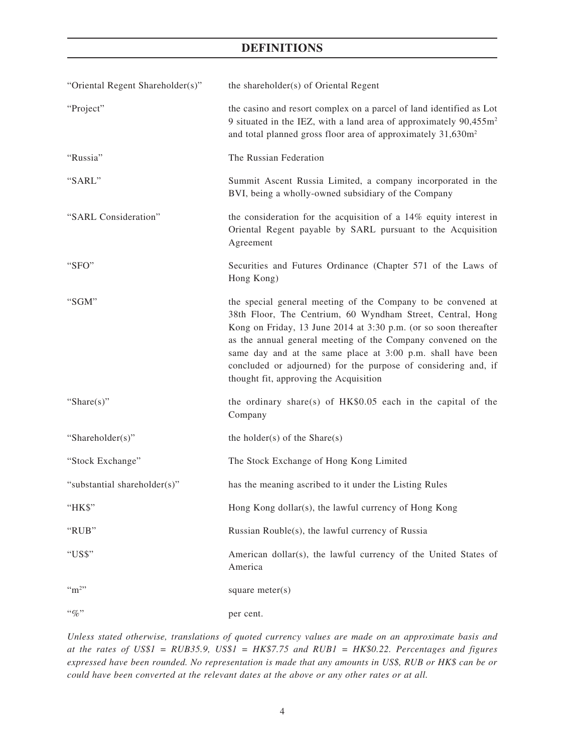# DEFINITIONS

| | |
|---|---|
| "Oriental Regent Shareholder(s)" | the shareholder(s) of Oriental Regent |
| "Project" | the casino and resort complex on a parcel of land identified as Lot 9 situated in the IEZ, with a land area of approximately 90,455m$^2$ and total planned gross floor area of approximately 31,630m$^2$ |
| "Russia" | The Russian Federation |
| "SARL" | Summit Ascent Russia Limited, a company incorporated in the BVI, being a wholly-owned subsidiary of the Company |
| "SARL Consideration" | the consideration for the acquisition of a 14% equity interest in Oriental Regent payable by SARL pursuant to the Acquisition Agreement |
| "SFO" | Securities and Futures Ordinance (Chapter 571 of the Laws of Hong Kong) |
| "SGM" | the special general meeting of the Company to be convened at 38th Floor, The Centrium, 60 Wyndham Street, Central, Hong Kong on Friday, 13 June 2014 at 3:30 p.m. (or so soon thereafter as the annual general meeting of the Company convened on the same day and at the same place at 3:00 p.m. shall have been concluded or adjourned) for the purpose of considering and, if thought fit, approving the Acquisition |
| "Share(s)" | the ordinary share(s) of HK$0.05 each in the capital of the Company |
| "Shareholder(s)" | the holder(s) of the Share(s) |
| "Stock Exchange" | The Stock Exchange of Hong Kong Limited |
| "substantial shareholder(s)" | has the meaning ascribed to it under the Listing Rules |
| "HK$" | Hong Kong dollar(s), the lawful currency of Hong Kong |
| "RUB" | Russian Rouble(s), the lawful currency of Russia |
| "US$" | American dollar(s), the lawful currency of the United States of America |
| "m$^2$" | square meter(s) |
| "%" | per cent. |

*Unless stated otherwise, translations of quoted currency values are made on an approximate basis and at the rates of US$1 = RUB35.9, US$1 = HK$7.75 and RUB1 = HK$0.22. Percentages and figures expressed have been rounded. No representation is made that any amounts in US$, RUB or HK$ can be or could have been converted at the relevant dates at the above or any other rates or at all.*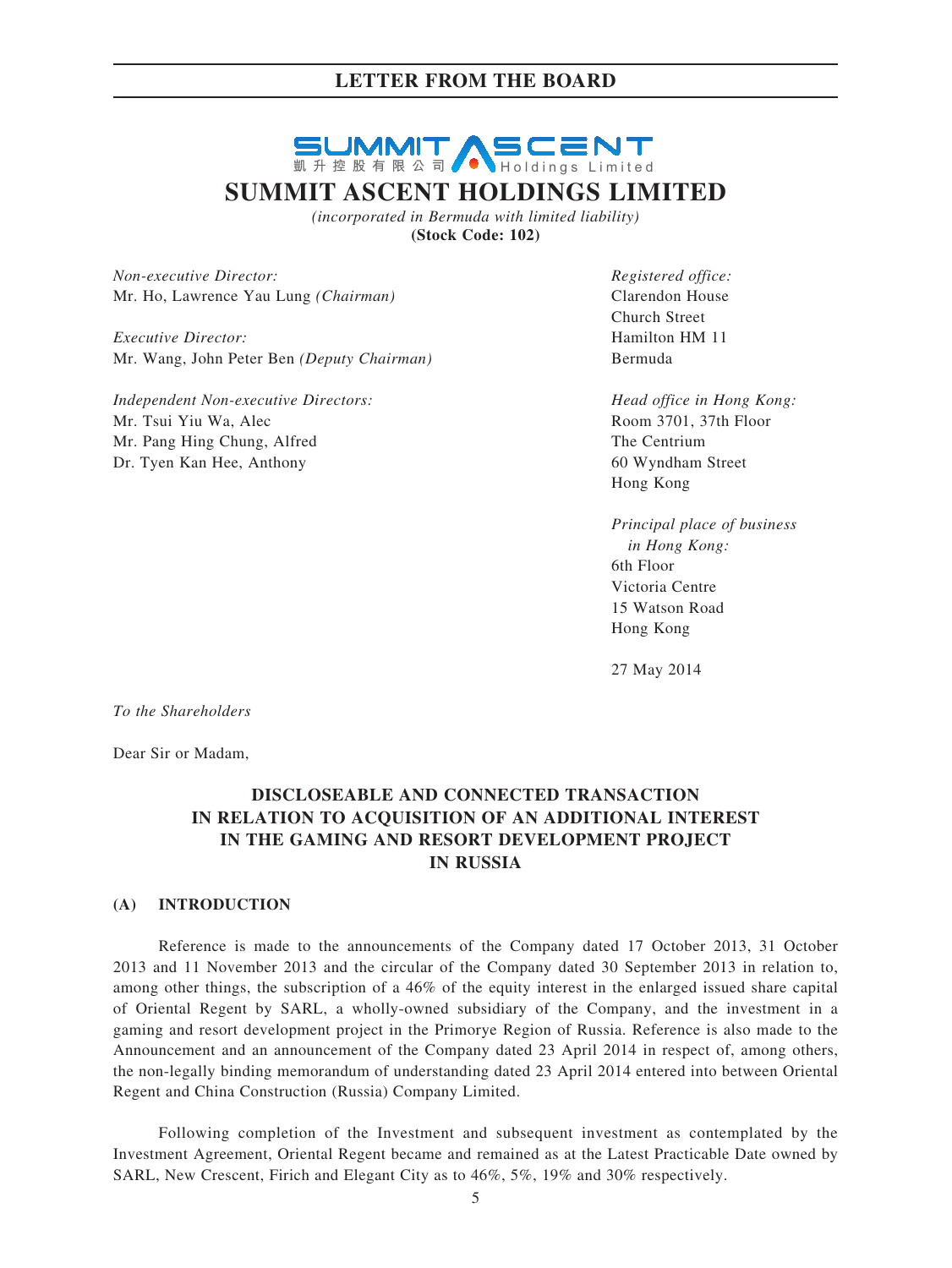# LETTER FROM THE BOARD

凱升控股有限公司 SUMMIT ASCENT Holdings Limited

# SUMMIT ASCENT HOLDINGS LIMITED

*(incorporated in Bermuda with limited liability)*
**(Stock Code: 102)**

*Non-executive Director:*
Mr. Ho, Lawrence Yau Lung *(Chairman)*

*Executive Director:*
Mr. Wang, John Peter Ben *(Deputy Chairman)*

*Independent Non-executive Directors:*
Mr. Tsui Yiu Wa, Alec
Mr. Pang Hing Chung, Alfred
Dr. Tyen Kan Hee, Anthony

*Registered office:*
Clarendon House
Church Street
Hamilton HM 11
Bermuda

*Head office in Hong Kong:*
Room 3701, 37th Floor
The Centrium
60 Wyndham Street
Hong Kong

*Principal place of business in Hong Kong:*
6th Floor
Victoria Centre
15 Watson Road
Hong Kong

27 May 2014

*To the Shareholders*

Dear Sir or Madam,

## DISCLOSEABLE AND CONNECTED TRANSACTION IN RELATION TO ACQUISITION OF AN ADDITIONAL INTEREST IN THE GAMING AND RESORT DEVELOPMENT PROJECT IN RUSSIA

### (A) INTRODUCTION

Reference is made to the announcements of the Company dated 17 October 2013, 31 October 2013 and 11 November 2013 and the circular of the Company dated 30 September 2013 in relation to, among other things, the subscription of a 46% of the equity interest in the enlarged issued share capital of Oriental Regent by SARL, a wholly-owned subsidiary of the Company, and the investment in a gaming and resort development project in the Primorye Region of Russia. Reference is also made to the Announcement and an announcement of the Company dated 23 April 2014 in respect of, among others, the non-legally binding memorandum of understanding dated 23 April 2014 entered into between Oriental Regent and China Construction (Russia) Company Limited.

Following completion of the Investment and subsequent investment as contemplated by the Investment Agreement, Oriental Regent became and remained as at the Latest Practicable Date owned by SARL, New Crescent, Firich and Elegant City as to 46%, 5%, 19% and 30% respectively.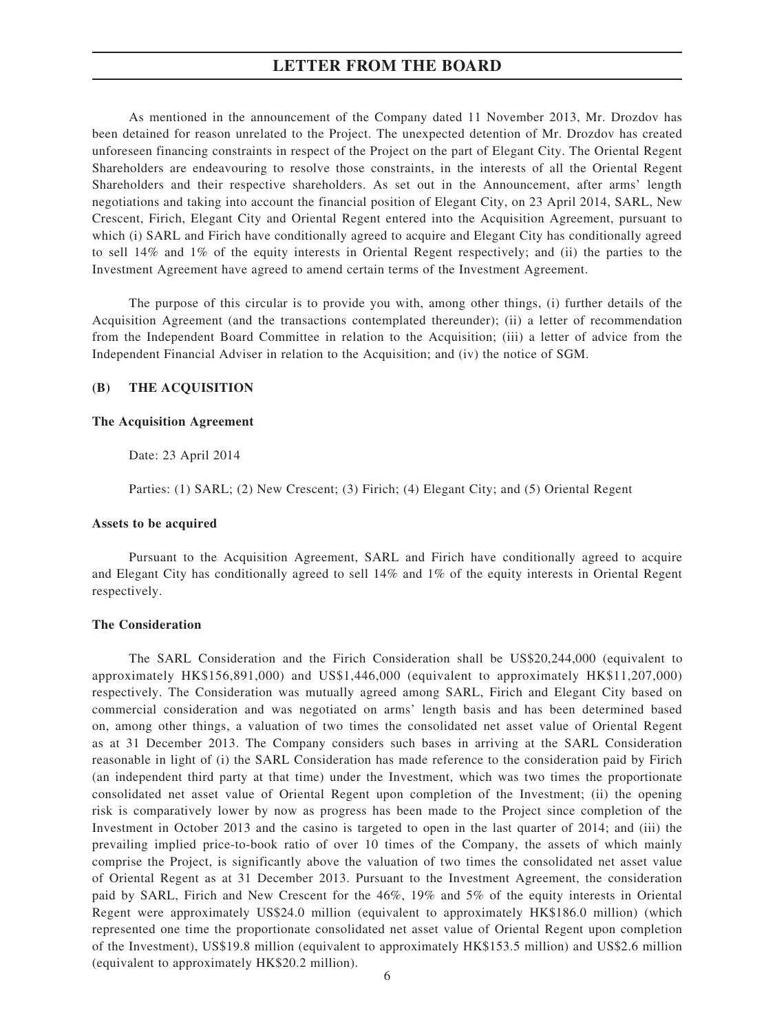As mentioned in the announcement of the Company dated 11 November 2013, Mr. Drozdov has been detained for reason unrelated to the Project. The unexpected detention of Mr. Drozdov has created unforeseen financing constraints in respect of the Project on the part of Elegant City. The Oriental Regent Shareholders are endeavouring to resolve those constraints, in the interests of all the Oriental Regent Shareholders and their respective shareholders. As set out in the Announcement, after arms' length negotiations and taking into account the financial position of Elegant City, on 23 April 2014, SARL, New Crescent, Firich, Elegant City and Oriental Regent entered into the Acquisition Agreement, pursuant to which (i) SARL and Firich have conditionally agreed to acquire and Elegant City has conditionally agreed to sell 14% and 1% of the equity interests in Oriental Regent respectively; and (ii) the parties to the Investment Agreement have agreed to amend certain terms of the Investment Agreement.

The purpose of this circular is to provide you with, among other things, (i) further details of the Acquisition Agreement (and the transactions contemplated thereunder); (ii) a letter of recommendation from the Independent Board Committee in relation to the Acquisition; (iii) a letter of advice from the Independent Financial Adviser in relation to the Acquisition; and (iv) the notice of SGM.

## (B) THE ACQUISITION

### The Acquisition Agreement

Date: 23 April 2014

Parties: (1) SARL; (2) New Crescent; (3) Firich; (4) Elegant City; and (5) Oriental Regent

### Assets to be acquired

Pursuant to the Acquisition Agreement, SARL and Firich have conditionally agreed to acquire and Elegant City has conditionally agreed to sell 14% and 1% of the equity interests in Oriental Regent respectively.

### The Consideration

The SARL Consideration and the Firich Consideration shall be US$20,244,000 (equivalent to approximately HK$156,891,000) and US$1,446,000 (equivalent to approximately HK$11,207,000) respectively. The Consideration was mutually agreed among SARL, Firich and Elegant City based on commercial consideration and was negotiated on arms' length basis and has been determined based on, among other things, a valuation of two times the consolidated net asset value of Oriental Regent as at 31 December 2013. The Company considers such bases in arriving at the SARL Consideration reasonable in light of (i) the SARL Consideration has made reference to the consideration paid by Firich (an independent third party at that time) under the Investment, which was two times the proportionate consolidated net asset value of Oriental Regent upon completion of the Investment; (ii) the opening risk is comparatively lower by now as progress has been made to the Project since completion of the Investment in October 2013 and the casino is targeted to open in the last quarter of 2014; and (iii) the prevailing implied price-to-book ratio of over 10 times of the Company, the assets of which mainly comprise the Project, is significantly above the valuation of two times the consolidated net asset value of Oriental Regent as at 31 December 2013. Pursuant to the Investment Agreement, the consideration paid by SARL, Firich and New Crescent for the 46%, 19% and 5% of the equity interests in Oriental Regent were approximately US$24.0 million (equivalent to approximately HK$186.0 million) (which represented one time the proportionate consolidated net asset value of Oriental Regent upon completion of the Investment), US$19.8 million (equivalent to approximately HK$153.5 million) and US$2.6 million (equivalent to approximately HK$20.2 million).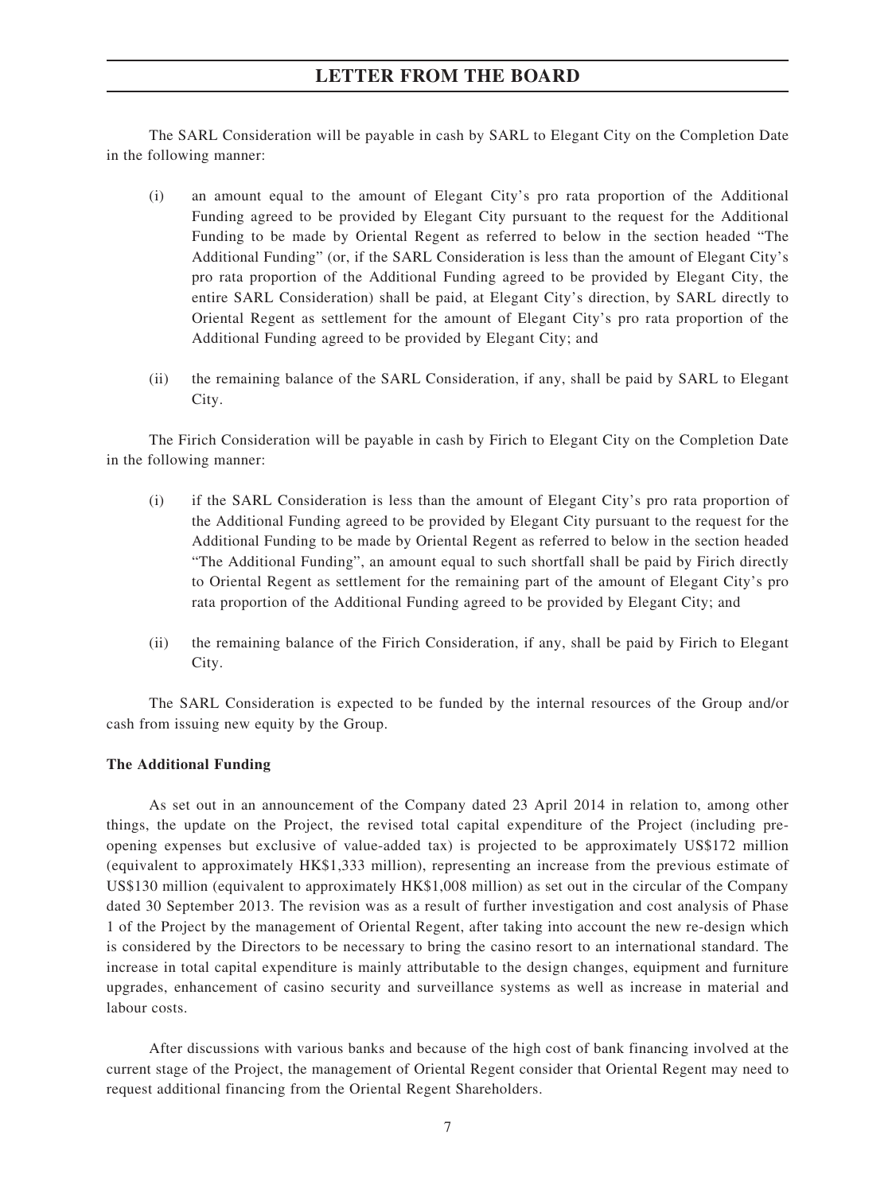The SARL Consideration will be payable in cash by SARL to Elegant City on the Completion Date in the following manner:

(i) an amount equal to the amount of Elegant City's pro rata proportion of the Additional Funding agreed to be provided by Elegant City pursuant to the request for the Additional Funding to be made by Oriental Regent as referred to below in the section headed "The Additional Funding" (or, if the SARL Consideration is less than the amount of Elegant City's pro rata proportion of the Additional Funding agreed to be provided by Elegant City, the entire SARL Consideration) shall be paid, at Elegant City's direction, by SARL directly to Oriental Regent as settlement for the amount of Elegant City's pro rata proportion of the Additional Funding agreed to be provided by Elegant City; and

(ii) the remaining balance of the SARL Consideration, if any, shall be paid by SARL to Elegant City.

The Firich Consideration will be payable in cash by Firich to Elegant City on the Completion Date in the following manner:

(i) if the SARL Consideration is less than the amount of Elegant City's pro rata proportion of the Additional Funding agreed to be provided by Elegant City pursuant to the request for the Additional Funding to be made by Oriental Regent as referred to below in the section headed "The Additional Funding", an amount equal to such shortfall shall be paid by Firich directly to Oriental Regent as settlement for the remaining part of the amount of Elegant City's pro rata proportion of the Additional Funding agreed to be provided by Elegant City; and

(ii) the remaining balance of the Firich Consideration, if any, shall be paid by Firich to Elegant City.

The SARL Consideration is expected to be funded by the internal resources of the Group and/or cash from issuing new equity by the Group.

**The Additional Funding**

As set out in an announcement of the Company dated 23 April 2014 in relation to, among other things, the update on the Project, the revised total capital expenditure of the Project (including pre-opening expenses but exclusive of value-added tax) is projected to be approximately US$172 million (equivalent to approximately HK$1,333 million), representing an increase from the previous estimate of US$130 million (equivalent to approximately HK$1,008 million) as set out in the circular of the Company dated 30 September 2013. The revision was as a result of further investigation and cost analysis of Phase 1 of the Project by the management of Oriental Regent, after taking into account the new re-design which is considered by the Directors to be necessary to bring the casino resort to an international standard. The increase in total capital expenditure is mainly attributable to the design changes, equipment and furniture upgrades, enhancement of casino security and surveillance systems as well as increase in material and labour costs.

After discussions with various banks and because of the high cost of bank financing involved at the current stage of the Project, the management of Oriental Regent consider that Oriental Regent may need to request additional financing from the Oriental Regent Shareholders.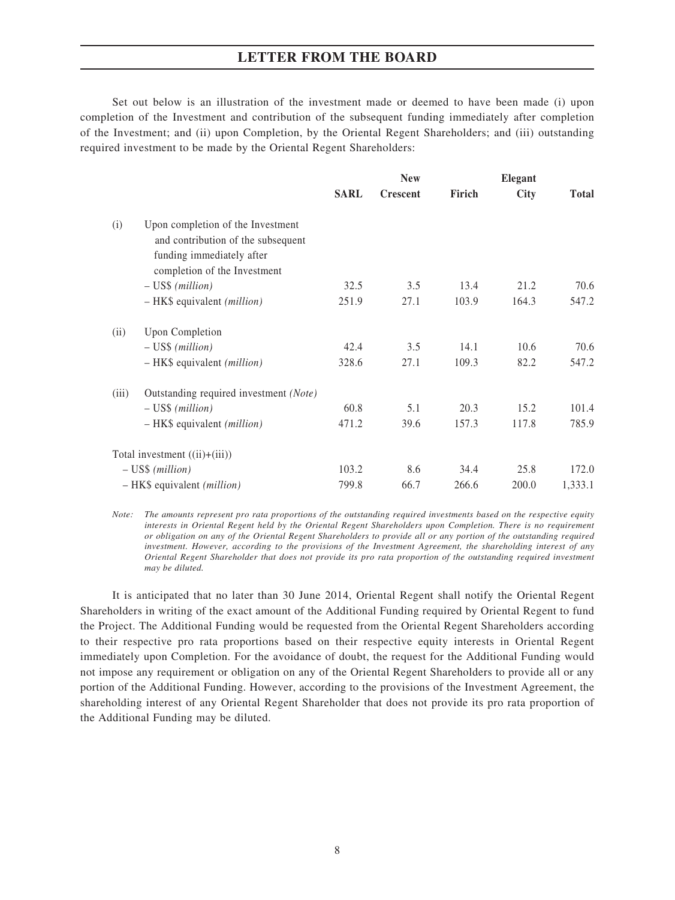Set out below is an illustration of the investment made or deemed to have been made (i) upon completion of the Investment and contribution of the subsequent funding immediately after completion of the Investment; and (ii) upon Completion, by the Oriental Regent Shareholders; and (iii) outstanding required investment to be made by the Oriental Regent Shareholders:

| | | SARL | New Crescent | Firich | Elegant City | Total |
|---|---|---|---|---|---|---|
| (i) | Upon completion of the Investment and contribution of the subsequent funding immediately after completion of the Investment | | | | | |
| | – US$ *(million)* | 32.5 | 3.5 | 13.4 | 21.2 | 70.6 |
| | – HK$ equivalent *(million)* | 251.9 | 27.1 | 103.9 | 164.3 | 547.2 |
| (ii) | Upon Completion | | | | | |
| | – US$ *(million)* | 42.4 | 3.5 | 14.1 | 10.6 | 70.6 |
| | – HK$ equivalent *(million)* | 328.6 | 27.1 | 109.3 | 82.2 | 547.2 |
| (iii) | Outstanding required investment *(Note)* | | | | | |
| | – US$ *(million)* | 60.8 | 5.1 | 20.3 | 15.2 | 101.4 |
| | – HK$ equivalent *(million)* | 471.2 | 39.6 | 157.3 | 117.8 | 785.9 |
| Total investment ((ii)+(iii)) | | | | | | |
| | – US$ *(million)* | 103.2 | 8.6 | 34.4 | 25.8 | 172.0 |
| | – HK$ equivalent *(million)* | 799.8 | 66.7 | 266.6 | 200.0 | 1,333.1 |

*Note: The amounts represent pro rata proportions of the outstanding required investments based on the respective equity interests in Oriental Regent held by the Oriental Regent Shareholders upon Completion. There is no requirement or obligation on any of the Oriental Regent Shareholders to provide all or any portion of the outstanding required investment. However, according to the provisions of the Investment Agreement, the shareholding interest of any Oriental Regent Shareholder that does not provide its pro rata proportion of the outstanding required investment may be diluted.*

It is anticipated that no later than 30 June 2014, Oriental Regent shall notify the Oriental Regent Shareholders in writing of the exact amount of the Additional Funding required by Oriental Regent to fund the Project. The Additional Funding would be requested from the Oriental Regent Shareholders according to their respective pro rata proportions based on their respective equity interests in Oriental Regent immediately upon Completion. For the avoidance of doubt, the request for the Additional Funding would not impose any requirement or obligation on any of the Oriental Regent Shareholders to provide all or any portion of the Additional Funding. However, according to the provisions of the Investment Agreement, the shareholding interest of any Oriental Regent Shareholder that does not provide its pro rata proportion of the Additional Funding may be diluted.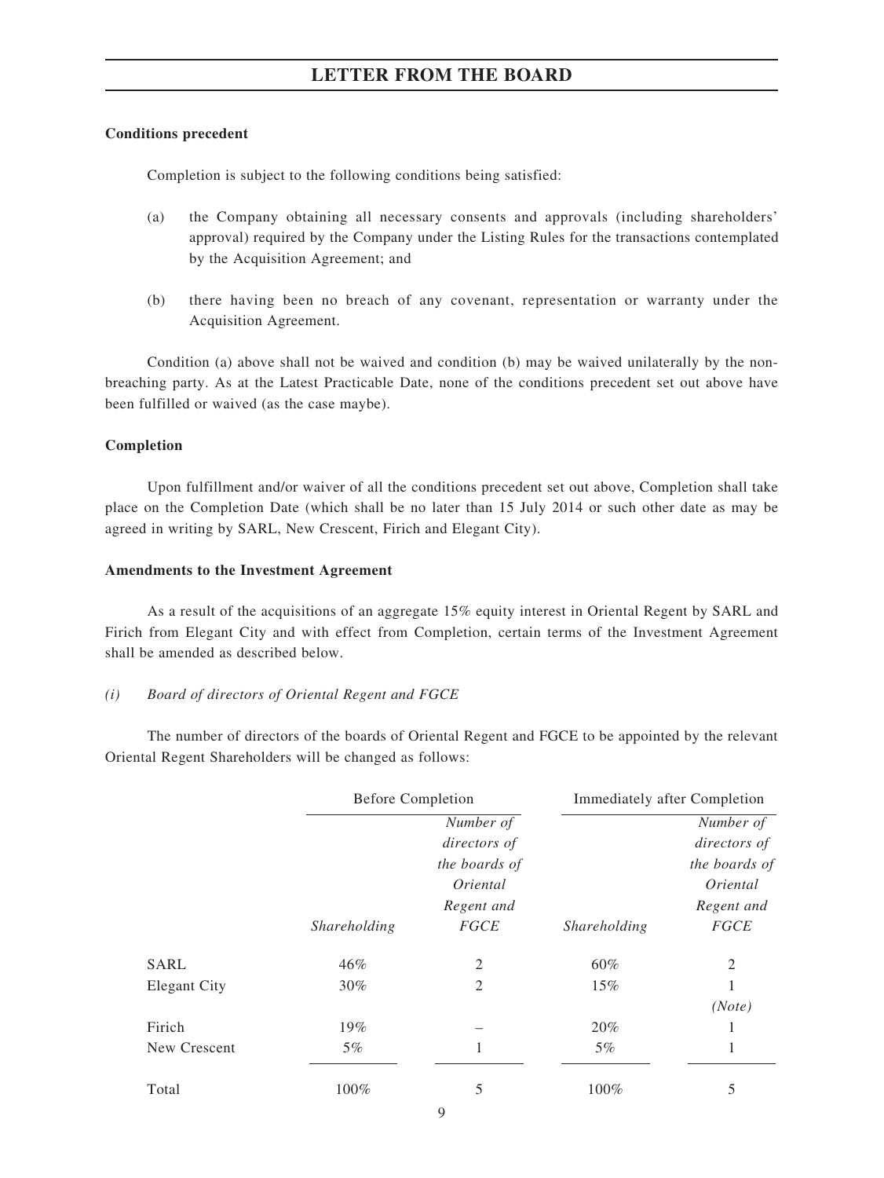**Conditions precedent**

Completion is subject to the following conditions being satisfied:

(a) the Company obtaining all necessary consents and approvals (including shareholders' approval) required by the Company under the Listing Rules for the transactions contemplated by the Acquisition Agreement; and

(b) there having been no breach of any covenant, representation or warranty under the Acquisition Agreement.

Condition (a) above shall not be waived and condition (b) may be waived unilaterally by the non-breaching party. As at the Latest Practicable Date, none of the conditions precedent set out above have been fulfilled or waived (as the case maybe).

**Completion**

Upon fulfillment and/or waiver of all the conditions precedent set out above, Completion shall take place on the Completion Date (which shall be no later than 15 July 2014 or such other date as may be agreed in writing by SARL, New Crescent, Firich and Elegant City).

**Amendments to the Investment Agreement**

As a result of the acquisitions of an aggregate 15% equity interest in Oriental Regent by SARL and Firich from Elegant City and with effect from Completion, certain terms of the Investment Agreement shall be amended as described below.

*(i) Board of directors of Oriental Regent and FGCE*

The number of directors of the boards of Oriental Regent and FGCE to be appointed by the relevant Oriental Regent Shareholders will be changed as follows:

| | Before Completion | | Immediately after Completion | |
|---|---|---|---|---|
| | *Shareholding* | *Number of directors of the boards of Oriental Regent and FGCE* | *Shareholding* | *Number of directors of the boards of Oriental Regent and FGCE* |
| SARL | 46% | 2 | 60% | 2 |
| Elegant City | 30% | 2 | 15% | 1 *(Note)* |
| Firich | 19% | – | 20% | 1 |
| New Crescent | 5% | 1 | 5% | 1 |
| Total | 100% | 5 | 100% | 5 |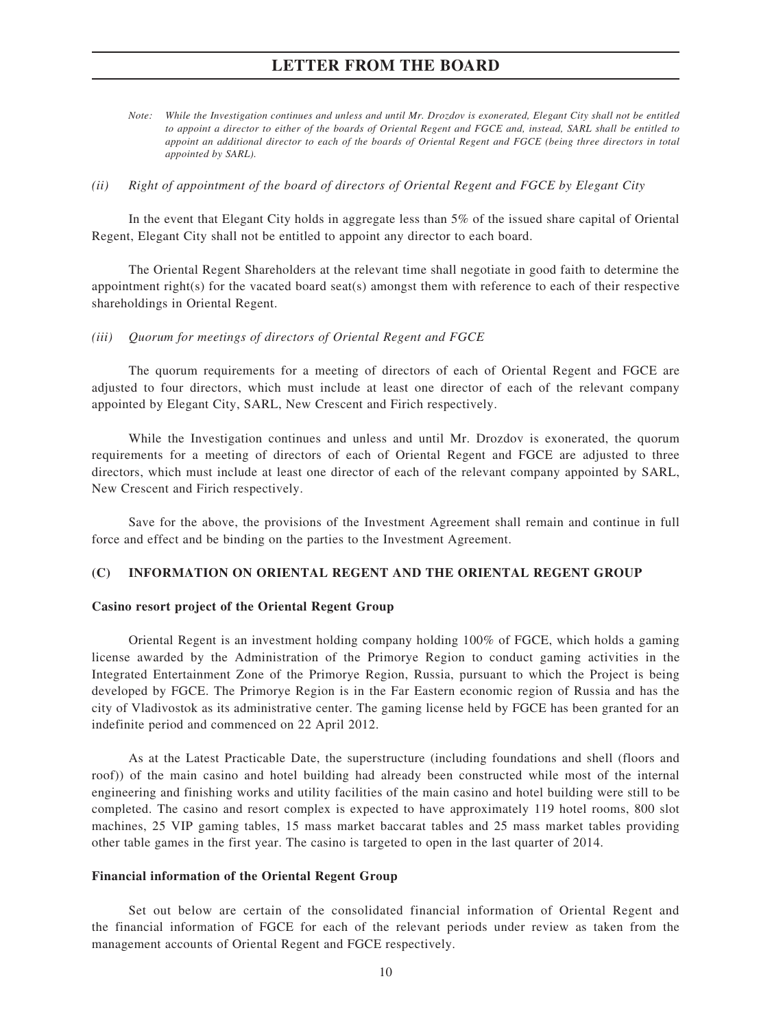*Note: While the Investigation continues and unless and until Mr. Drozdov is exonerated, Elegant City shall not be entitled to appoint a director to either of the boards of Oriental Regent and FGCE and, instead, SARL shall be entitled to appoint an additional director to each of the boards of Oriental Regent and FGCE (being three directors in total appointed by SARL).*

*(ii) Right of appointment of the board of directors of Oriental Regent and FGCE by Elegant City*

In the event that Elegant City holds in aggregate less than 5% of the issued share capital of Oriental Regent, Elegant City shall not be entitled to appoint any director to each board.

The Oriental Regent Shareholders at the relevant time shall negotiate in good faith to determine the appointment right(s) for the vacated board seat(s) amongst them with reference to each of their respective shareholdings in Oriental Regent.

*(iii) Quorum for meetings of directors of Oriental Regent and FGCE*

The quorum requirements for a meeting of directors of each of Oriental Regent and FGCE are adjusted to four directors, which must include at least one director of each of the relevant company appointed by Elegant City, SARL, New Crescent and Firich respectively.

While the Investigation continues and unless and until Mr. Drozdov is exonerated, the quorum requirements for a meeting of directors of each of Oriental Regent and FGCE are adjusted to three directors, which must include at least one director of each of the relevant company appointed by SARL, New Crescent and Firich respectively.

Save for the above, the provisions of the Investment Agreement shall remain and continue in full force and effect and be binding on the parties to the Investment Agreement.

## (C) INFORMATION ON ORIENTAL REGENT AND THE ORIENTAL REGENT GROUP

**Casino resort project of the Oriental Regent Group**

Oriental Regent is an investment holding company holding 100% of FGCE, which holds a gaming license awarded by the Administration of the Primorye Region to conduct gaming activities in the Integrated Entertainment Zone of the Primorye Region, Russia, pursuant to which the Project is being developed by FGCE. The Primorye Region is in the Far Eastern economic region of Russia and has the city of Vladivostok as its administrative center. The gaming license held by FGCE has been granted for an indefinite period and commenced on 22 April 2012.

As at the Latest Practicable Date, the superstructure (including foundations and shell (floors and roof)) of the main casino and hotel building had already been constructed while most of the internal engineering and finishing works and utility facilities of the main casino and hotel building were still to be completed. The casino and resort complex is expected to have approximately 119 hotel rooms, 800 slot machines, 25 VIP gaming tables, 15 mass market baccarat tables and 25 mass market tables providing other table games in the first year. The casino is targeted to open in the last quarter of 2014.

**Financial information of the Oriental Regent Group**

Set out below are certain of the consolidated financial information of Oriental Regent and the financial information of FGCE for each of the relevant periods under review as taken from the management accounts of Oriental Regent and FGCE respectively.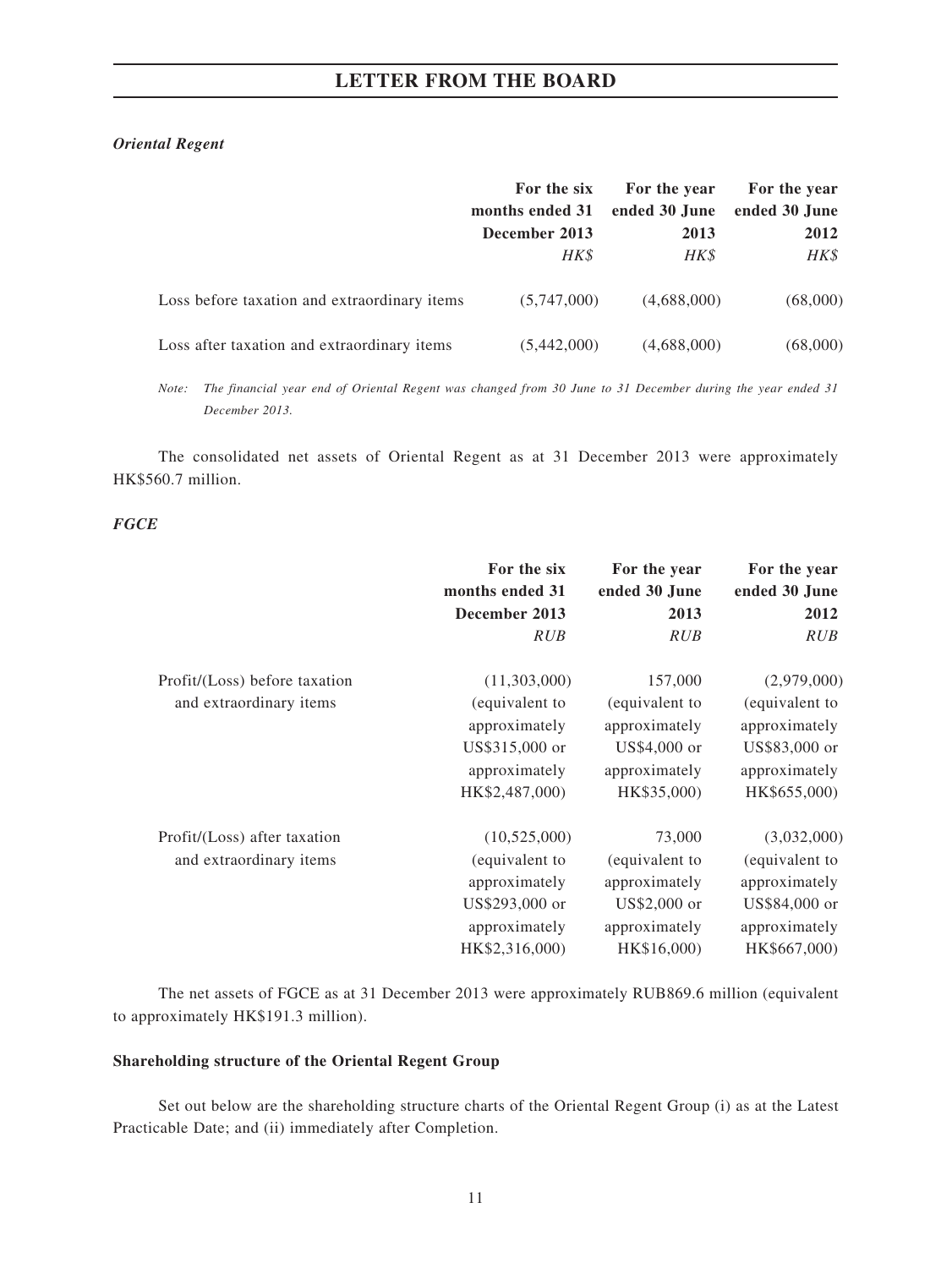*Oriental Regent*

| | For the six months ended 31 December 2013 | For the year ended 30 June 2013 | For the year ended 30 June 2012 |
|---|---|---|---|
| | *HK$* | *HK$* | *HK$* |
| Loss before taxation and extraordinary items | (5,747,000) | (4,688,000) | (68,000) |
| Loss after taxation and extraordinary items | (5,442,000) | (4,688,000) | (68,000) |

*Note: The financial year end of Oriental Regent was changed from 30 June to 31 December during the year ended 31 December 2013.*

The consolidated net assets of Oriental Regent as at 31 December 2013 were approximately HK$560.7 million.

*FGCE*

| | For the six months ended 31 December 2013 | For the year ended 30 June 2013 | For the year ended 30 June 2012 |
|---|---|---|---|
| | *RUB* | *RUB* | *RUB* |
| Profit/(Loss) before taxation and extraordinary items | (11,303,000) (equivalent to approximately US$315,000 or approximately HK$2,487,000) | 157,000 (equivalent to approximately US$4,000 or approximately HK$35,000) | (2,979,000) (equivalent to approximately US$83,000 or approximately HK$655,000) |
| Profit/(Loss) after taxation and extraordinary items | (10,525,000) (equivalent to approximately US$293,000 or approximately HK$2,316,000) | 73,000 (equivalent to approximately US$2,000 or approximately HK$16,000) | (3,032,000) (equivalent to approximately US$84,000 or approximately HK$667,000) |

The net assets of FGCE as at 31 December 2013 were approximately RUB869.6 million (equivalent to approximately HK$191.3 million).

**Shareholding structure of the Oriental Regent Group**

Set out below are the shareholding structure charts of the Oriental Regent Group (i) as at the Latest Practicable Date; and (ii) immediately after Completion.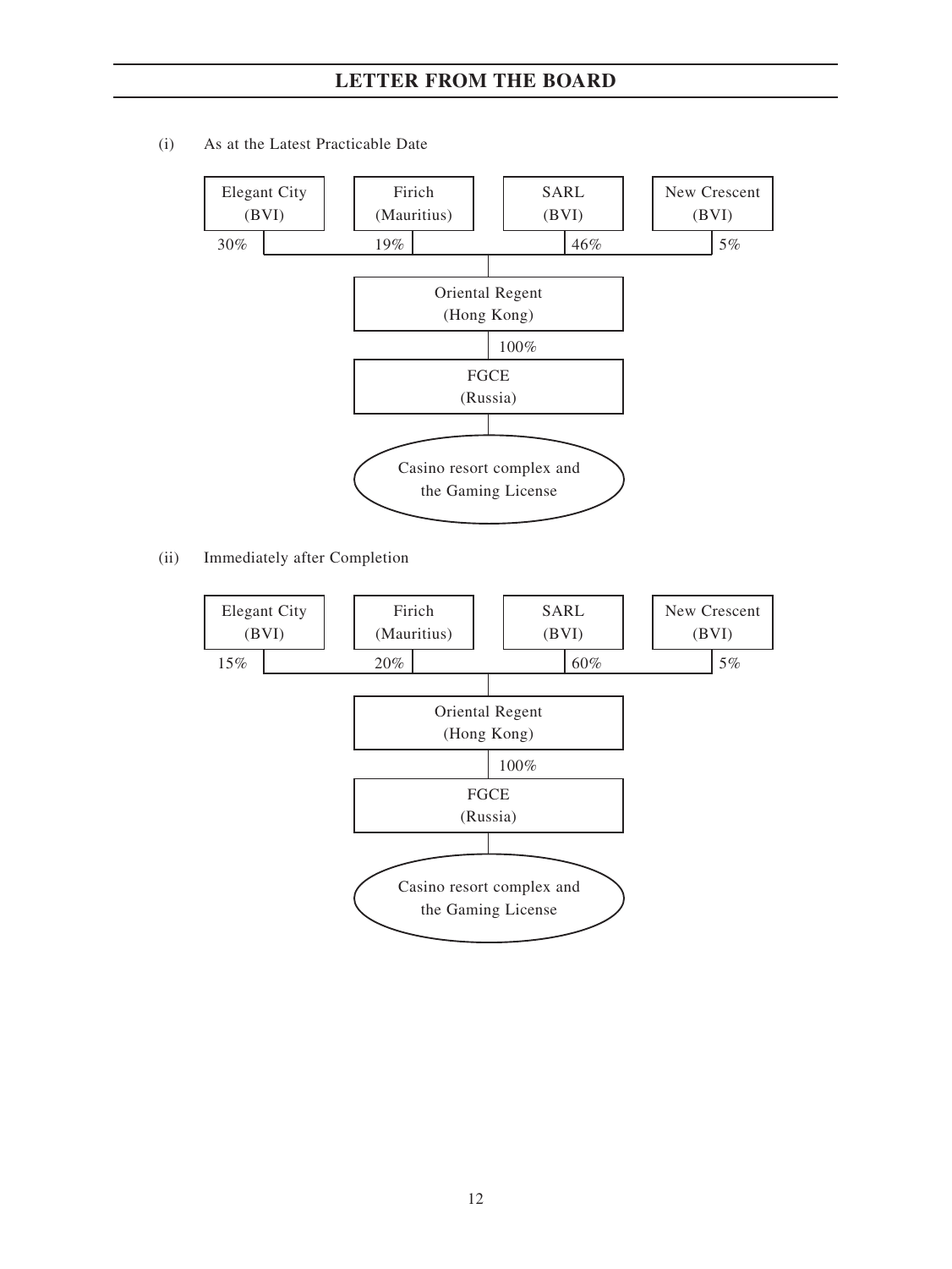# LETTER FROM THE BOARD

(i) As at the Latest Practicable Date

| Shareholder | Shareholding in Oriental Regent (Hong Kong) |
|---|---|
| Elegant City (BVI) | 30% |
| Firich (Mauritius) | 19% |
| SARL (BVI) | 46% |
| New Crescent (BVI) | 5% |

Oriental Regent (Hong Kong)
↓ 100%
FGCE (Russia)
↓
Casino resort complex and the Gaming License

(ii) Immediately after Completion

| Shareholder | Shareholding in Oriental Regent (Hong Kong) |
|---|---|
| Elegant City (BVI) | 15% |
| Firich (Mauritius) | 20% |
| SARL (BVI) | 60% |
| New Crescent (BVI) | 5% |

Oriental Regent (Hong Kong)
↓ 100%
FGCE (Russia)
↓
Casino resort complex and the Gaming License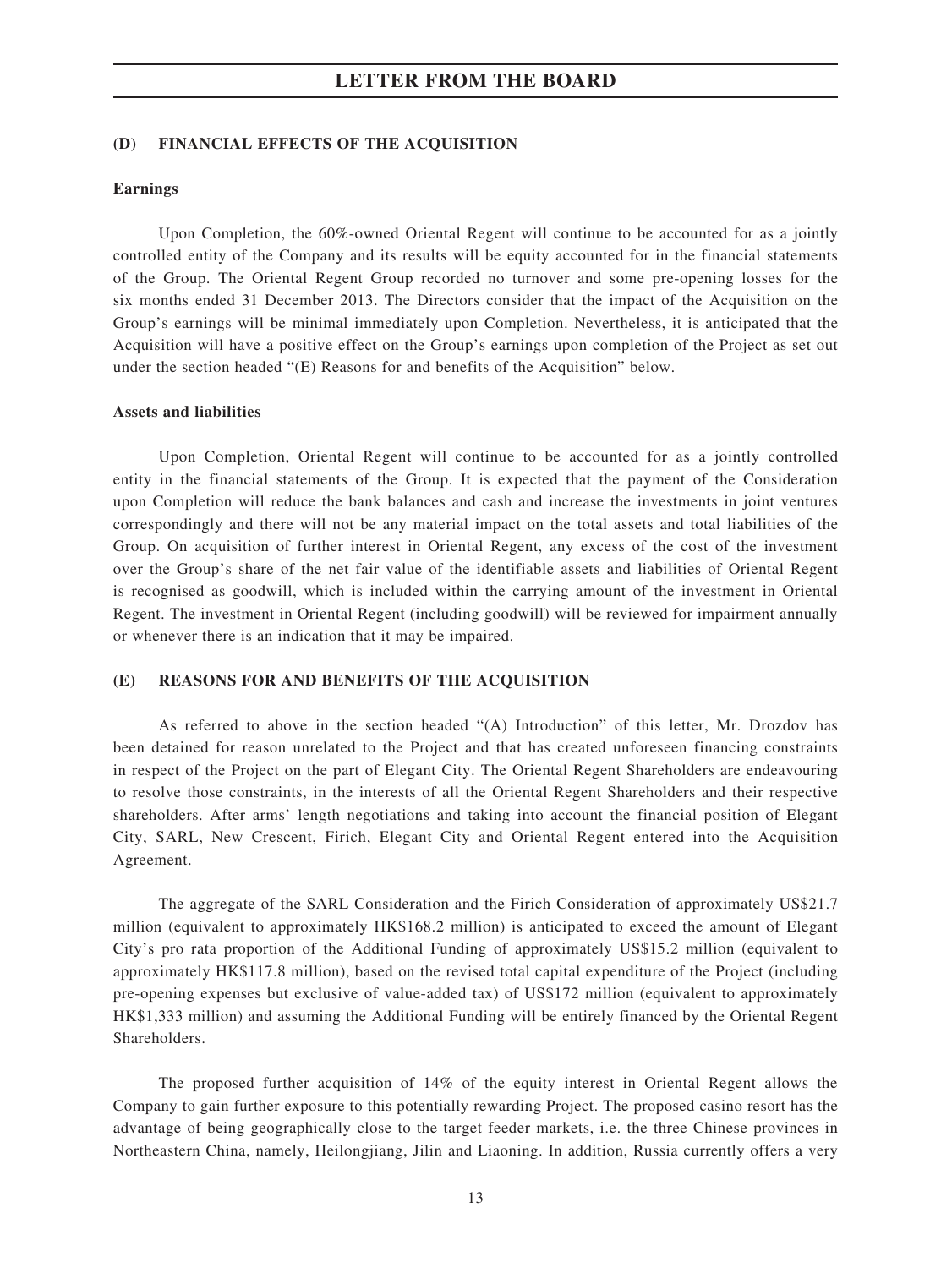### (D) FINANCIAL EFFECTS OF THE ACQUISITION

**Earnings**

Upon Completion, the 60%-owned Oriental Regent will continue to be accounted for as a jointly controlled entity of the Company and its results will be equity accounted for in the financial statements of the Group. The Oriental Regent Group recorded no turnover and some pre-opening losses for the six months ended 31 December 2013. The Directors consider that the impact of the Acquisition on the Group's earnings will be minimal immediately upon Completion. Nevertheless, it is anticipated that the Acquisition will have a positive effect on the Group's earnings upon completion of the Project as set out under the section headed "(E) Reasons for and benefits of the Acquisition" below.

**Assets and liabilities**

Upon Completion, Oriental Regent will continue to be accounted for as a jointly controlled entity in the financial statements of the Group. It is expected that the payment of the Consideration upon Completion will reduce the bank balances and cash and increase the investments in joint ventures correspondingly and there will not be any material impact on the total assets and total liabilities of the Group. On acquisition of further interest in Oriental Regent, any excess of the cost of the investment over the Group's share of the net fair value of the identifiable assets and liabilities of Oriental Regent is recognised as goodwill, which is included within the carrying amount of the investment in Oriental Regent. The investment in Oriental Regent (including goodwill) will be reviewed for impairment annually or whenever there is an indication that it may be impaired.

### (E) REASONS FOR AND BENEFITS OF THE ACQUISITION

As referred to above in the section headed "(A) Introduction" of this letter, Mr. Drozdov has been detained for reason unrelated to the Project and that has created unforeseen financing constraints in respect of the Project on the part of Elegant City. The Oriental Regent Shareholders are endeavouring to resolve those constraints, in the interests of all the Oriental Regent Shareholders and their respective shareholders. After arms' length negotiations and taking into account the financial position of Elegant City, SARL, New Crescent, Firich, Elegant City and Oriental Regent entered into the Acquisition Agreement.

The aggregate of the SARL Consideration and the Firich Consideration of approximately US$21.7 million (equivalent to approximately HK$168.2 million) is anticipated to exceed the amount of Elegant City's pro rata proportion of the Additional Funding of approximately US$15.2 million (equivalent to approximately HK$117.8 million), based on the revised total capital expenditure of the Project (including pre-opening expenses but exclusive of value-added tax) of US$172 million (equivalent to approximately HK$1,333 million) and assuming the Additional Funding will be entirely financed by the Oriental Regent Shareholders.

The proposed further acquisition of 14% of the equity interest in Oriental Regent allows the Company to gain further exposure to this potentially rewarding Project. The proposed casino resort has the advantage of being geographically close to the target feeder markets, i.e. the three Chinese provinces in Northeastern China, namely, Heilongjiang, Jilin and Liaoning. In addition, Russia currently offers a very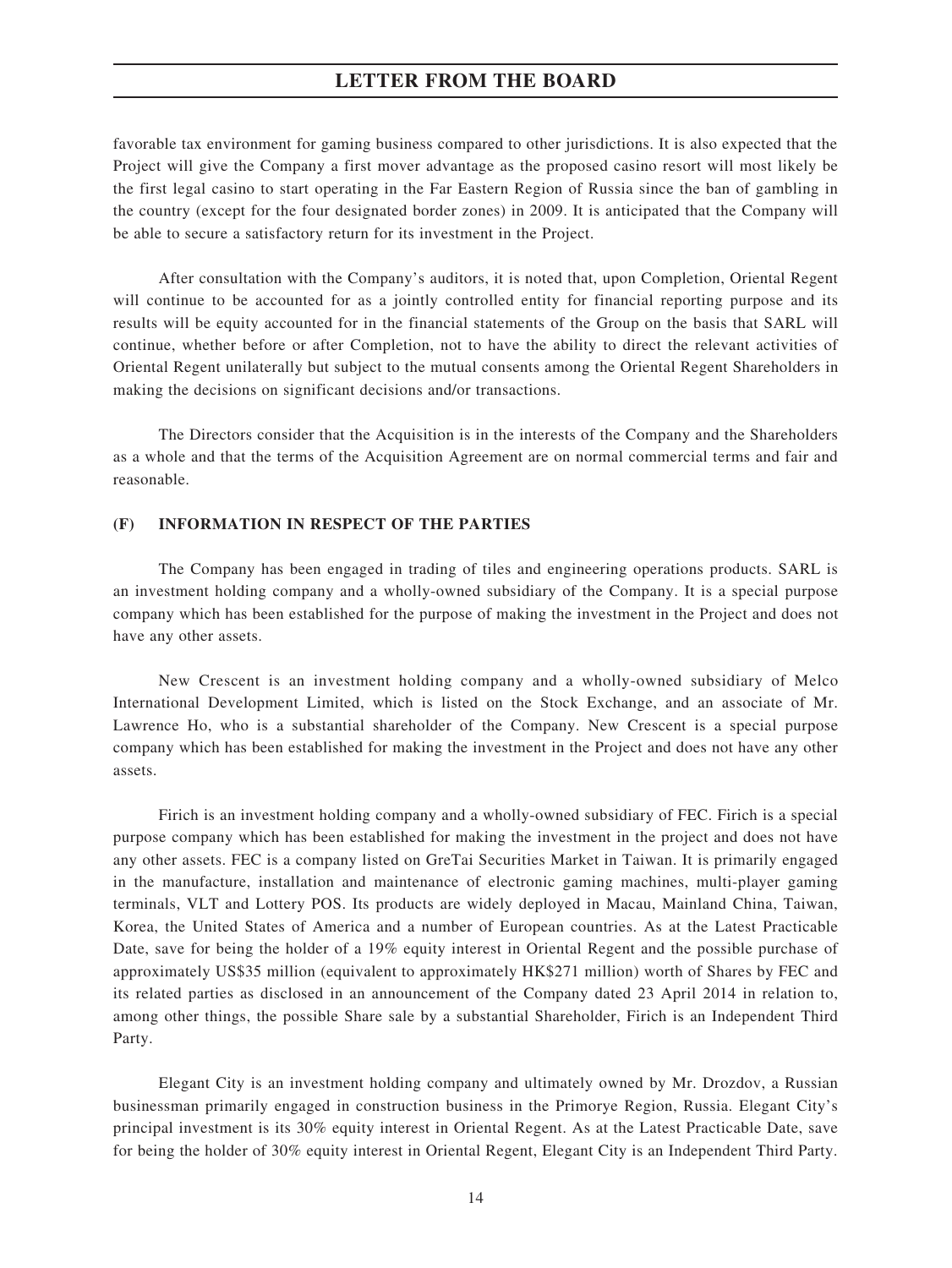favorable tax environment for gaming business compared to other jurisdictions. It is also expected that the Project will give the Company a first mover advantage as the proposed casino resort will most likely be the first legal casino to start operating in the Far Eastern Region of Russia since the ban of gambling in the country (except for the four designated border zones) in 2009. It is anticipated that the Company will be able to secure a satisfactory return for its investment in the Project.

After consultation with the Company's auditors, it is noted that, upon Completion, Oriental Regent will continue to be accounted for as a jointly controlled entity for financial reporting purpose and its results will be equity accounted for in the financial statements of the Group on the basis that SARL will continue, whether before or after Completion, not to have the ability to direct the relevant activities of Oriental Regent unilaterally but subject to the mutual consents among the Oriental Regent Shareholders in making the decisions on significant decisions and/or transactions.

The Directors consider that the Acquisition is in the interests of the Company and the Shareholders as a whole and that the terms of the Acquisition Agreement are on normal commercial terms and fair and reasonable.

## (F) INFORMATION IN RESPECT OF THE PARTIES

The Company has been engaged in trading of tiles and engineering operations products. SARL is an investment holding company and a wholly-owned subsidiary of the Company. It is a special purpose company which has been established for the purpose of making the investment in the Project and does not have any other assets.

New Crescent is an investment holding company and a wholly-owned subsidiary of Melco International Development Limited, which is listed on the Stock Exchange, and an associate of Mr. Lawrence Ho, who is a substantial shareholder of the Company. New Crescent is a special purpose company which has been established for making the investment in the Project and does not have any other assets.

Firich is an investment holding company and a wholly-owned subsidiary of FEC. Firich is a special purpose company which has been established for making the investment in the project and does not have any other assets. FEC is a company listed on GreTai Securities Market in Taiwan. It is primarily engaged in the manufacture, installation and maintenance of electronic gaming machines, multi-player gaming terminals, VLT and Lottery POS. Its products are widely deployed in Macau, Mainland China, Taiwan, Korea, the United States of America and a number of European countries. As at the Latest Practicable Date, save for being the holder of a 19% equity interest in Oriental Regent and the possible purchase of approximately US$35 million (equivalent to approximately HK$271 million) worth of Shares by FEC and its related parties as disclosed in an announcement of the Company dated 23 April 2014 in relation to, among other things, the possible Share sale by a substantial Shareholder, Firich is an Independent Third Party.

Elegant City is an investment holding company and ultimately owned by Mr. Drozdov, a Russian businessman primarily engaged in construction business in the Primorye Region, Russia. Elegant City's principal investment is its 30% equity interest in Oriental Regent. As at the Latest Practicable Date, save for being the holder of 30% equity interest in Oriental Regent, Elegant City is an Independent Third Party.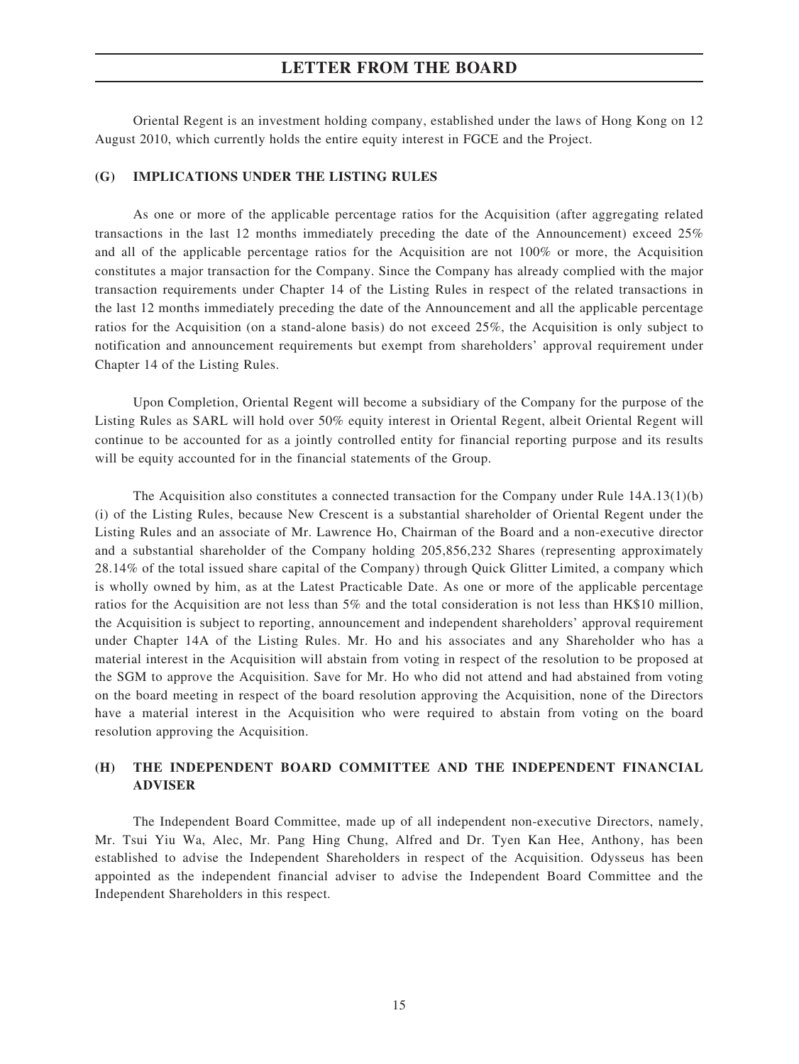Oriental Regent is an investment holding company, established under the laws of Hong Kong on 12 August 2010, which currently holds the entire equity interest in FGCE and the Project.

## (G) IMPLICATIONS UNDER THE LISTING RULES

As one or more of the applicable percentage ratios for the Acquisition (after aggregating related transactions in the last 12 months immediately preceding the date of the Announcement) exceed 25% and all of the applicable percentage ratios for the Acquisition are not 100% or more, the Acquisition constitutes a major transaction for the Company. Since the Company has already complied with the major transaction requirements under Chapter 14 of the Listing Rules in respect of the related transactions in the last 12 months immediately preceding the date of the Announcement and all the applicable percentage ratios for the Acquisition (on a stand-alone basis) do not exceed 25%, the Acquisition is only subject to notification and announcement requirements but exempt from shareholders' approval requirement under Chapter 14 of the Listing Rules.

Upon Completion, Oriental Regent will become a subsidiary of the Company for the purpose of the Listing Rules as SARL will hold over 50% equity interest in Oriental Regent, albeit Oriental Regent will continue to be accounted for as a jointly controlled entity for financial reporting purpose and its results will be equity accounted for in the financial statements of the Group.

The Acquisition also constitutes a connected transaction for the Company under Rule 14A.13(1)(b)(i) of the Listing Rules, because New Crescent is a substantial shareholder of Oriental Regent under the Listing Rules and an associate of Mr. Lawrence Ho, Chairman of the Board and a non-executive director and a substantial shareholder of the Company holding 205,856,232 Shares (representing approximately 28.14% of the total issued share capital of the Company) through Quick Glitter Limited, a company which is wholly owned by him, as at the Latest Practicable Date. As one or more of the applicable percentage ratios for the Acquisition are not less than 5% and the total consideration is not less than HK$10 million, the Acquisition is subject to reporting, announcement and independent shareholders' approval requirement under Chapter 14A of the Listing Rules. Mr. Ho and his associates and any Shareholder who has a material interest in the Acquisition will abstain from voting in respect of the resolution to be proposed at the SGM to approve the Acquisition. Save for Mr. Ho who did not attend and had abstained from voting on the board meeting in respect of the board resolution approving the Acquisition, none of the Directors have a material interest in the Acquisition who were required to abstain from voting on the board resolution approving the Acquisition.

## (H) THE INDEPENDENT BOARD COMMITTEE AND THE INDEPENDENT FINANCIAL ADVISER

The Independent Board Committee, made up of all independent non-executive Directors, namely, Mr. Tsui Yiu Wa, Alec, Mr. Pang Hing Chung, Alfred and Dr. Tyen Kan Hee, Anthony, has been established to advise the Independent Shareholders in respect of the Acquisition. Odysseus has been appointed as the independent financial adviser to advise the Independent Board Committee and the Independent Shareholders in this respect.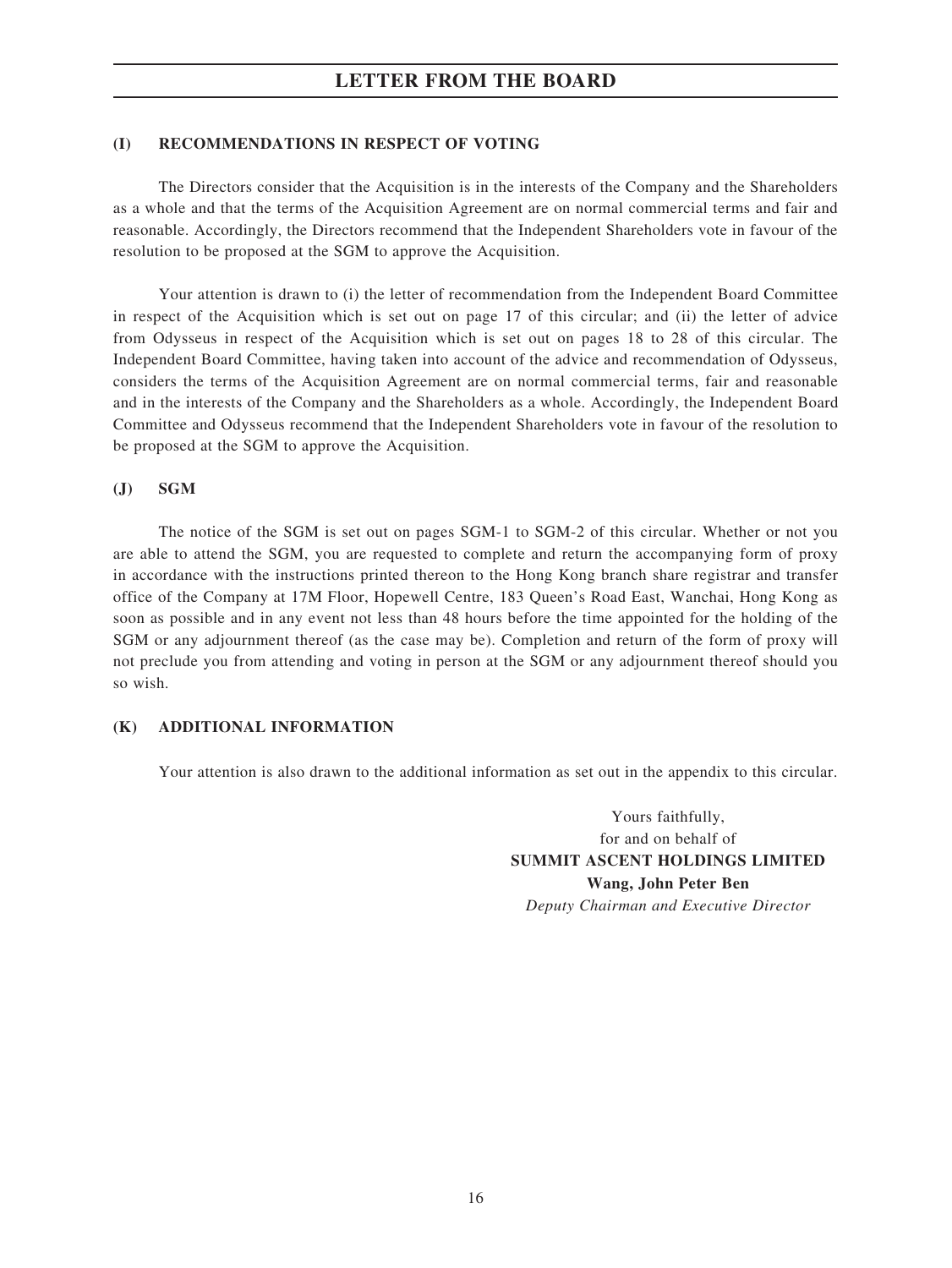## (I) RECOMMENDATIONS IN RESPECT OF VOTING

The Directors consider that the Acquisition is in the interests of the Company and the Shareholders as a whole and that the terms of the Acquisition Agreement are on normal commercial terms and fair and reasonable. Accordingly, the Directors recommend that the Independent Shareholders vote in favour of the resolution to be proposed at the SGM to approve the Acquisition.

Your attention is drawn to (i) the letter of recommendation from the Independent Board Committee in respect of the Acquisition which is set out on page 17 of this circular; and (ii) the letter of advice from Odysseus in respect of the Acquisition which is set out on pages 18 to 28 of this circular. The Independent Board Committee, having taken into account of the advice and recommendation of Odysseus, considers the terms of the Acquisition Agreement are on normal commercial terms, fair and reasonable and in the interests of the Company and the Shareholders as a whole. Accordingly, the Independent Board Committee and Odysseus recommend that the Independent Shareholders vote in favour of the resolution to be proposed at the SGM to approve the Acquisition.

## (J) SGM

The notice of the SGM is set out on pages SGM-1 to SGM-2 of this circular. Whether or not you are able to attend the SGM, you are requested to complete and return the accompanying form of proxy in accordance with the instructions printed thereon to the Hong Kong branch share registrar and transfer office of the Company at 17M Floor, Hopewell Centre, 183 Queen's Road East, Wanchai, Hong Kong as soon as possible and in any event not less than 48 hours before the time appointed for the holding of the SGM or any adjournment thereof (as the case may be). Completion and return of the form of proxy will not preclude you from attending and voting in person at the SGM or any adjournment thereof should you so wish.

## (K) ADDITIONAL INFORMATION

Your attention is also drawn to the additional information as set out in the appendix to this circular.

Yours faithfully,
for and on behalf of
**SUMMIT ASCENT HOLDINGS LIMITED**
**Wang, John Peter Ben**
*Deputy Chairman and Executive Director*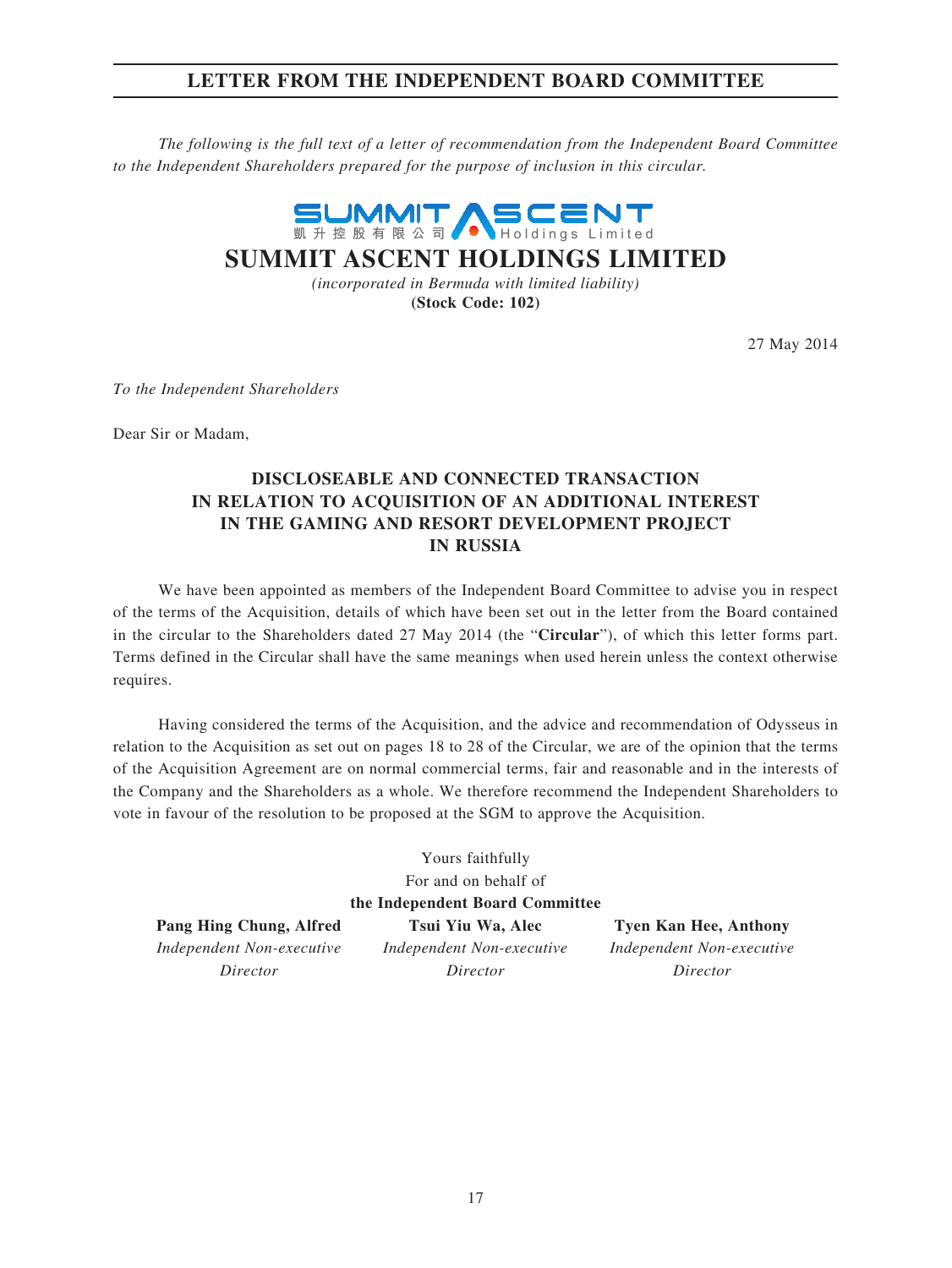# LETTER FROM THE INDEPENDENT BOARD COMMITTEE

*The following is the full text of a letter of recommendation from the Independent Board Committee to the Independent Shareholders prepared for the purpose of inclusion in this circular.*

SUMMIT ASCENT 凱升控股有限公司 Holdings Limited

## SUMMIT ASCENT HOLDINGS LIMITED

*(incorporated in Bermuda with limited liability)*
**(Stock Code: 102)**

27 May 2014

*To the Independent Shareholders*

Dear Sir or Madam,

### DISCLOSEABLE AND CONNECTED TRANSACTION IN RELATION TO ACQUISITION OF AN ADDITIONAL INTEREST IN THE GAMING AND RESORT DEVELOPMENT PROJECT IN RUSSIA

We have been appointed as members of the Independent Board Committee to advise you in respect of the terms of the Acquisition, details of which have been set out in the letter from the Board contained in the circular to the Shareholders dated 27 May 2014 (the "**Circular**"), of which this letter forms part. Terms defined in the Circular shall have the same meanings when used herein unless the context otherwise requires.

Having considered the terms of the Acquisition, and the advice and recommendation of Odysseus in relation to the Acquisition as set out on pages 18 to 28 of the Circular, we are of the opinion that the terms of the Acquisition Agreement are on normal commercial terms, fair and reasonable and in the interests of the Company and the Shareholders as a whole. We therefore recommend the Independent Shareholders to vote in favour of the resolution to be proposed at the SGM to approve the Acquisition.

Yours faithfully
For and on behalf of
**the Independent Board Committee**

| **Pang Hing Chung, Alfred** | **Tsui Yiu Wa, Alec** | **Tyen Kan Hee, Anthony** |
|---|---|---|
| *Independent Non-executive Director* | *Independent Non-executive Director* | *Independent Non-executive Director* |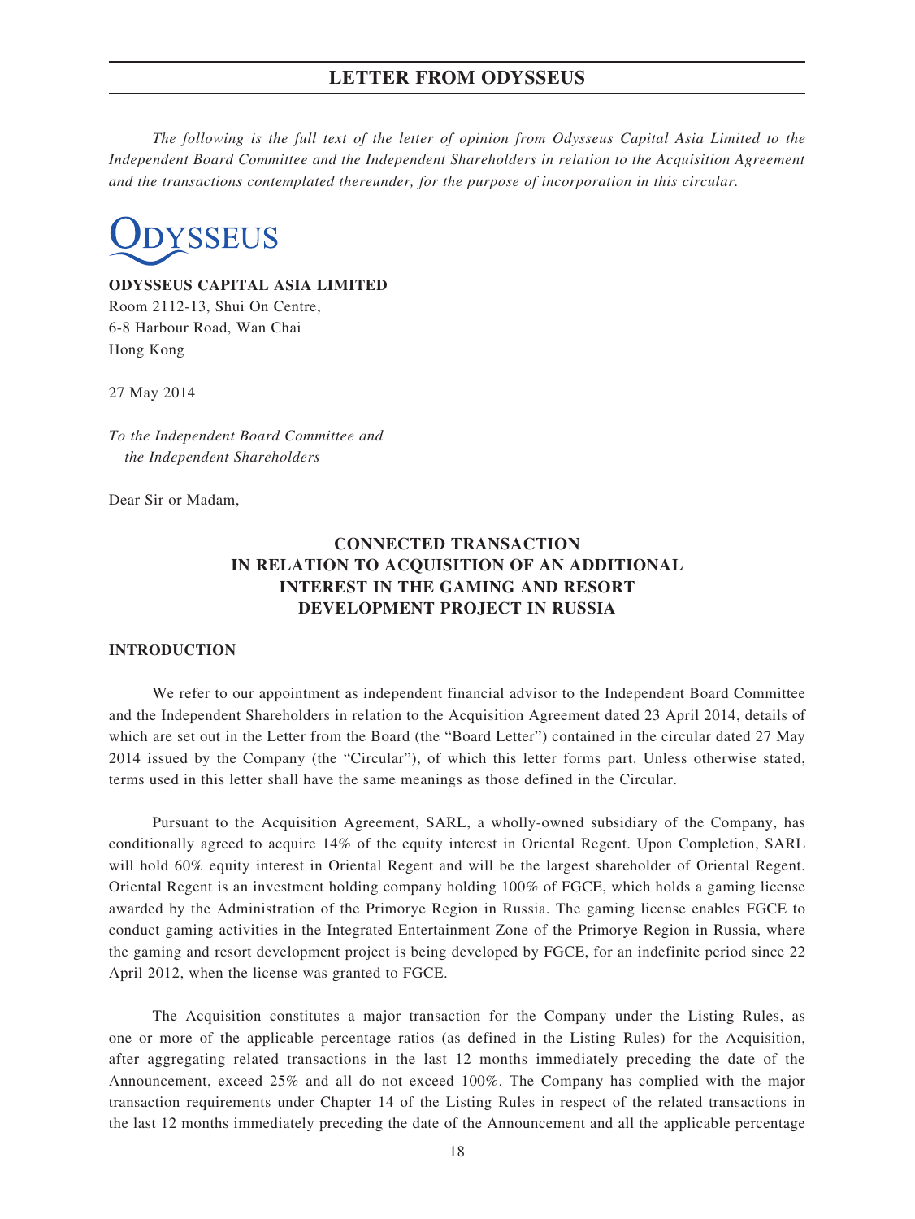## LETTER FROM ODYSSEUS

*The following is the full text of the letter of opinion from Odysseus Capital Asia Limited to the Independent Board Committee and the Independent Shareholders in relation to the Acquisition Agreement and the transactions contemplated thereunder, for the purpose of incorporation in this circular.*

ODYSSEUS

**ODYSSEUS CAPITAL ASIA LIMITED**
Room 2112-13, Shui On Centre,
6-8 Harbour Road, Wan Chai
Hong Kong

27 May 2014

*To the Independent Board Committee and the Independent Shareholders*

Dear Sir or Madam,

**CONNECTED TRANSACTION IN RELATION TO ACQUISITION OF AN ADDITIONAL INTEREST IN THE GAMING AND RESORT DEVELOPMENT PROJECT IN RUSSIA**

**INTRODUCTION**

We refer to our appointment as independent financial advisor to the Independent Board Committee and the Independent Shareholders in relation to the Acquisition Agreement dated 23 April 2014, details of which are set out in the Letter from the Board (the "Board Letter") contained in the circular dated 27 May 2014 issued by the Company (the "Circular"), of which this letter forms part. Unless otherwise stated, terms used in this letter shall have the same meanings as those defined in the Circular.

Pursuant to the Acquisition Agreement, SARL, a wholly-owned subsidiary of the Company, has conditionally agreed to acquire 14% of the equity interest in Oriental Regent. Upon Completion, SARL will hold 60% equity interest in Oriental Regent and will be the largest shareholder of Oriental Regent. Oriental Regent is an investment holding company holding 100% of FGCE, which holds a gaming license awarded by the Administration of the Primorye Region in Russia. The gaming license enables FGCE to conduct gaming activities in the Integrated Entertainment Zone of the Primorye Region in Russia, where the gaming and resort development project is being developed by FGCE, for an indefinite period since 22 April 2012, when the license was granted to FGCE.

The Acquisition constitutes a major transaction for the Company under the Listing Rules, as one or more of the applicable percentage ratios (as defined in the Listing Rules) for the Acquisition, after aggregating related transactions in the last 12 months immediately preceding the date of the Announcement, exceed 25% and all do not exceed 100%. The Company has complied with the major transaction requirements under Chapter 14 of the Listing Rules in respect of the related transactions in the last 12 months immediately preceding the date of the Announcement and all the applicable percentage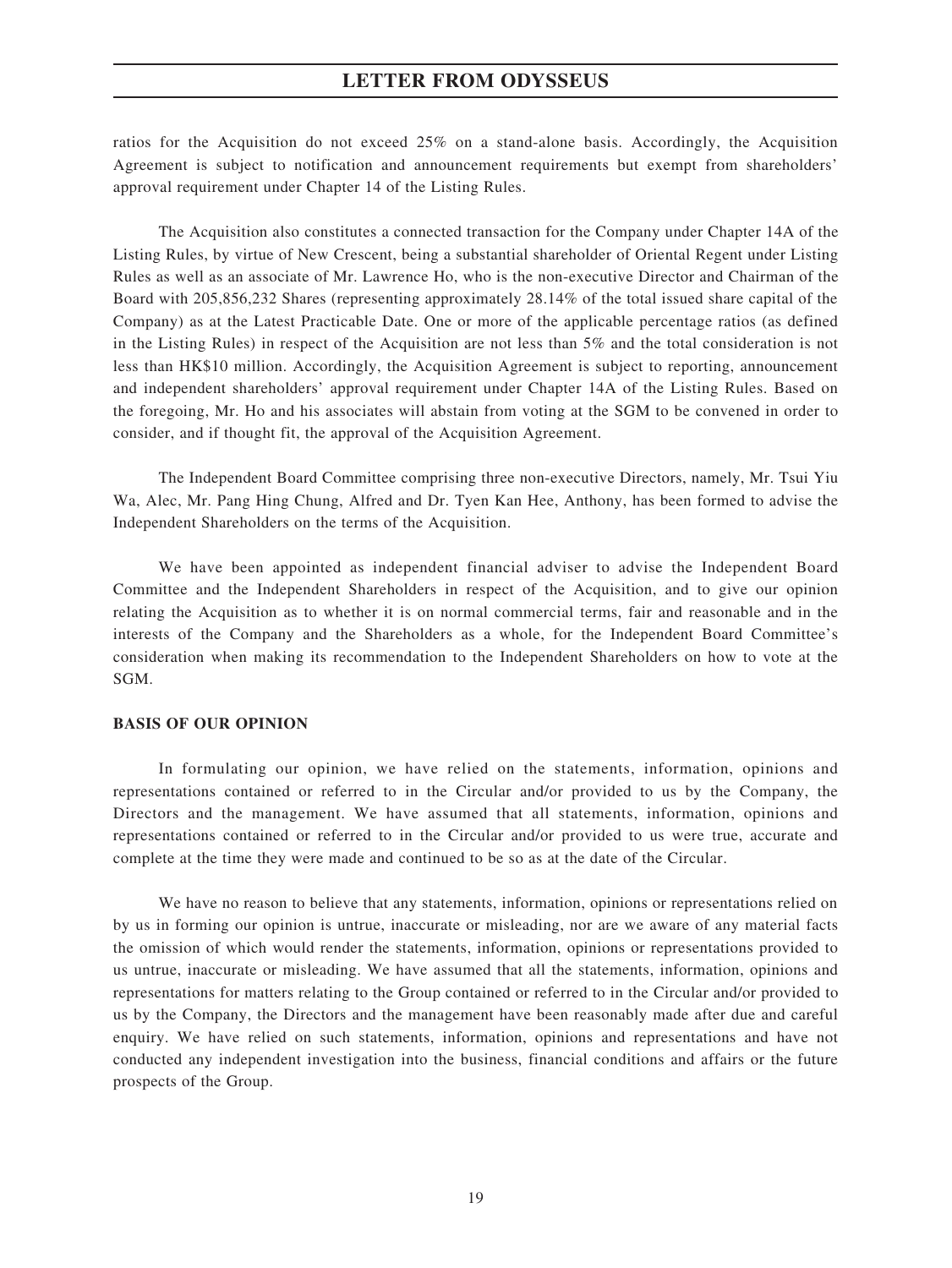ratios for the Acquisition do not exceed 25% on a stand-alone basis. Accordingly, the Acquisition Agreement is subject to notification and announcement requirements but exempt from shareholders' approval requirement under Chapter 14 of the Listing Rules.

The Acquisition also constitutes a connected transaction for the Company under Chapter 14A of the Listing Rules, by virtue of New Crescent, being a substantial shareholder of Oriental Regent under Listing Rules as well as an associate of Mr. Lawrence Ho, who is the non-executive Director and Chairman of the Board with 205,856,232 Shares (representing approximately 28.14% of the total issued share capital of the Company) as at the Latest Practicable Date. One or more of the applicable percentage ratios (as defined in the Listing Rules) in respect of the Acquisition are not less than 5% and the total consideration is not less than HK$10 million. Accordingly, the Acquisition Agreement is subject to reporting, announcement and independent shareholders' approval requirement under Chapter 14A of the Listing Rules. Based on the foregoing, Mr. Ho and his associates will abstain from voting at the SGM to be convened in order to consider, and if thought fit, the approval of the Acquisition Agreement.

The Independent Board Committee comprising three non-executive Directors, namely, Mr. Tsui Yiu Wa, Alec, Mr. Pang Hing Chung, Alfred and Dr. Tyen Kan Hee, Anthony, has been formed to advise the Independent Shareholders on the terms of the Acquisition.

We have been appointed as independent financial adviser to advise the Independent Board Committee and the Independent Shareholders in respect of the Acquisition, and to give our opinion relating the Acquisition as to whether it is on normal commercial terms, fair and reasonable and in the interests of the Company and the Shareholders as a whole, for the Independent Board Committee's consideration when making its recommendation to the Independent Shareholders on how to vote at the SGM.

**BASIS OF OUR OPINION**

In formulating our opinion, we have relied on the statements, information, opinions and representations contained or referred to in the Circular and/or provided to us by the Company, the Directors and the management. We have assumed that all statements, information, opinions and representations contained or referred to in the Circular and/or provided to us were true, accurate and complete at the time they were made and continued to be so as at the date of the Circular.

We have no reason to believe that any statements, information, opinions or representations relied on by us in forming our opinion is untrue, inaccurate or misleading, nor are we aware of any material facts the omission of which would render the statements, information, opinions or representations provided to us untrue, inaccurate or misleading. We have assumed that all the statements, information, opinions and representations for matters relating to the Group contained or referred to in the Circular and/or provided to us by the Company, the Directors and the management have been reasonably made after due and careful enquiry. We have relied on such statements, information, opinions and representations and have not conducted any independent investigation into the business, financial conditions and affairs or the future prospects of the Group.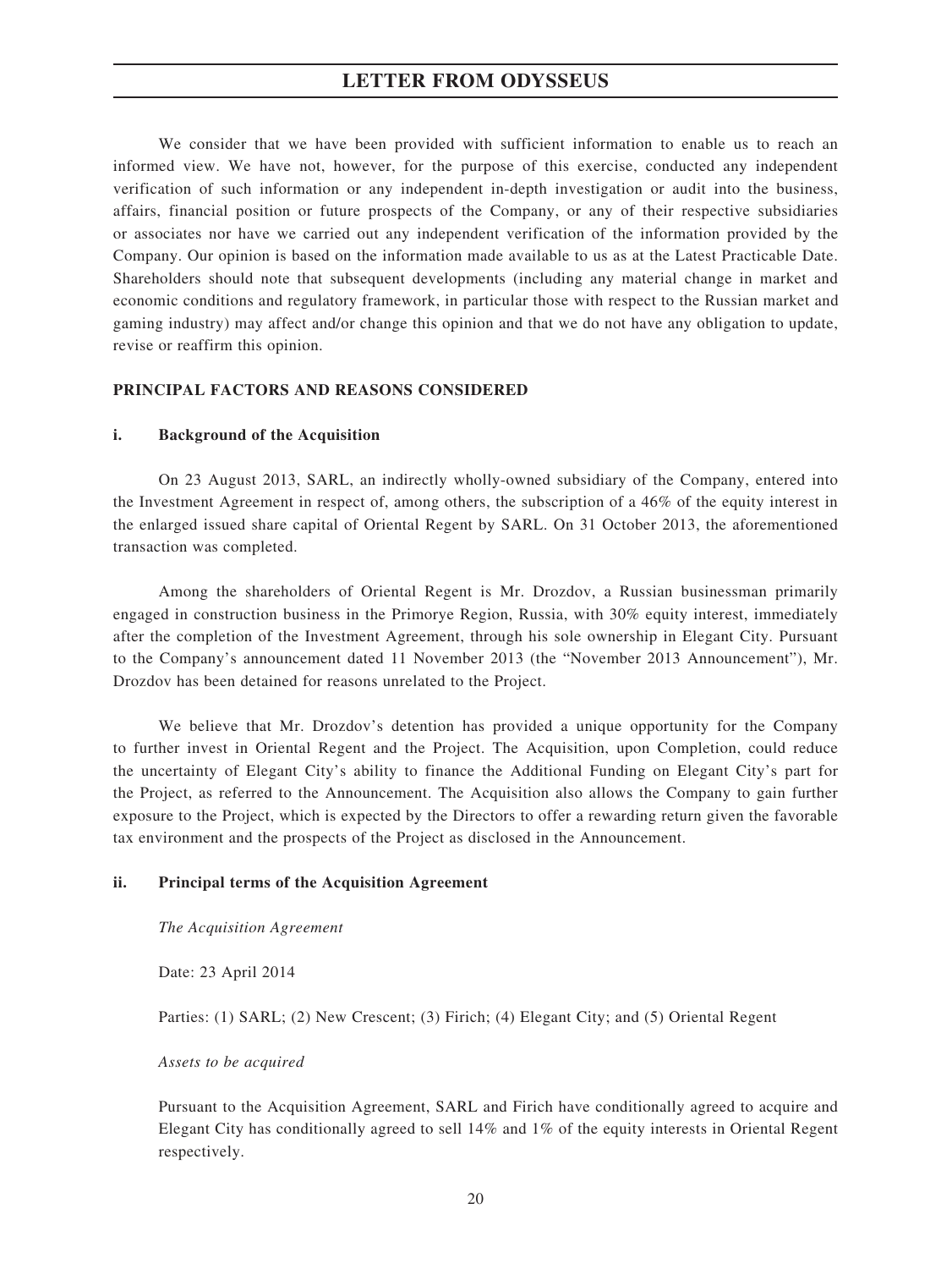We consider that we have been provided with sufficient information to enable us to reach an informed view. We have not, however, for the purpose of this exercise, conducted any independent verification of such information or any independent in-depth investigation or audit into the business, affairs, financial position or future prospects of the Company, or any of their respective subsidiaries or associates nor have we carried out any independent verification of the information provided by the Company. Our opinion is based on the information made available to us as at the Latest Practicable Date. Shareholders should note that subsequent developments (including any material change in market and economic conditions and regulatory framework, in particular those with respect to the Russian market and gaming industry) may affect and/or change this opinion and that we do not have any obligation to update, revise or reaffirm this opinion.

## PRINCIPAL FACTORS AND REASONS CONSIDERED

### i. Background of the Acquisition

On 23 August 2013, SARL, an indirectly wholly-owned subsidiary of the Company, entered into the Investment Agreement in respect of, among others, the subscription of a 46% of the equity interest in the enlarged issued share capital of Oriental Regent by SARL. On 31 October 2013, the aforementioned transaction was completed.

Among the shareholders of Oriental Regent is Mr. Drozdov, a Russian businessman primarily engaged in construction business in the Primorye Region, Russia, with 30% equity interest, immediately after the completion of the Investment Agreement, through his sole ownership in Elegant City. Pursuant to the Company's announcement dated 11 November 2013 (the "November 2013 Announcement"), Mr. Drozdov has been detained for reasons unrelated to the Project.

We believe that Mr. Drozdov's detention has provided a unique opportunity for the Company to further invest in Oriental Regent and the Project. The Acquisition, upon Completion, could reduce the uncertainty of Elegant City's ability to finance the Additional Funding on Elegant City's part for the Project, as referred to the Announcement. The Acquisition also allows the Company to gain further exposure to the Project, which is expected by the Directors to offer a rewarding return given the favorable tax environment and the prospects of the Project as disclosed in the Announcement.

### ii. Principal terms of the Acquisition Agreement

*The Acquisition Agreement*

Date: 23 April 2014

Parties: (1) SARL; (2) New Crescent; (3) Firich; (4) Elegant City; and (5) Oriental Regent

*Assets to be acquired*

Pursuant to the Acquisition Agreement, SARL and Firich have conditionally agreed to acquire and Elegant City has conditionally agreed to sell 14% and 1% of the equity interests in Oriental Regent respectively.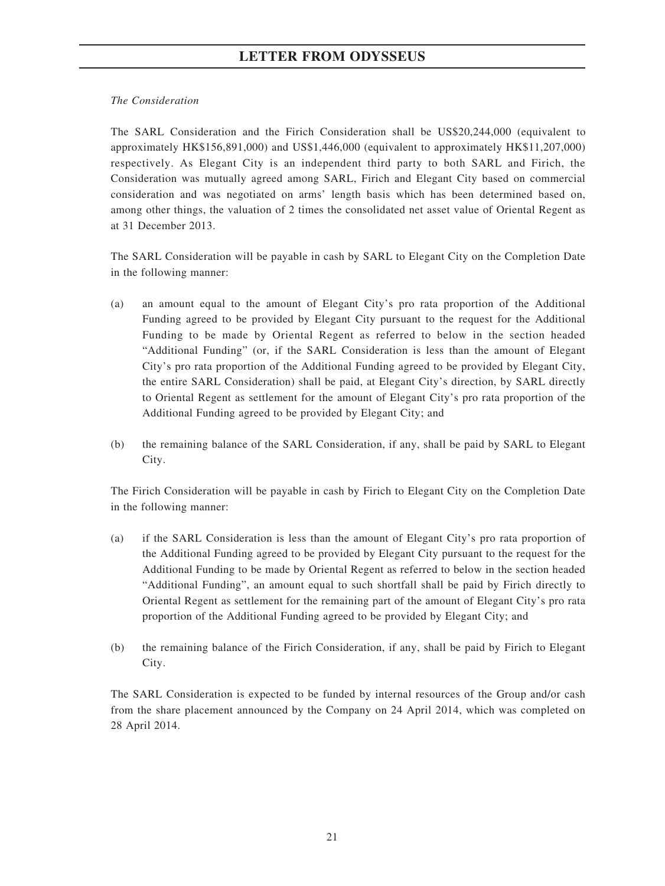*The Consideration*

The SARL Consideration and the Firich Consideration shall be US$20,244,000 (equivalent to approximately HK$156,891,000) and US$1,446,000 (equivalent to approximately HK$11,207,000) respectively. As Elegant City is an independent third party to both SARL and Firich, the Consideration was mutually agreed among SARL, Firich and Elegant City based on commercial consideration and was negotiated on arms' length basis which has been determined based on, among other things, the valuation of 2 times the consolidated net asset value of Oriental Regent as at 31 December 2013.

The SARL Consideration will be payable in cash by SARL to Elegant City on the Completion Date in the following manner:

(a) an amount equal to the amount of Elegant City's pro rata proportion of the Additional Funding agreed to be provided by Elegant City pursuant to the request for the Additional Funding to be made by Oriental Regent as referred to below in the section headed "Additional Funding" (or, if the SARL Consideration is less than the amount of Elegant City's pro rata proportion of the Additional Funding agreed to be provided by Elegant City, the entire SARL Consideration) shall be paid, at Elegant City's direction, by SARL directly to Oriental Regent as settlement for the amount of Elegant City's pro rata proportion of the Additional Funding agreed to be provided by Elegant City; and

(b) the remaining balance of the SARL Consideration, if any, shall be paid by SARL to Elegant City.

The Firich Consideration will be payable in cash by Firich to Elegant City on the Completion Date in the following manner:

(a) if the SARL Consideration is less than the amount of Elegant City's pro rata proportion of the Additional Funding agreed to be provided by Elegant City pursuant to the request for the Additional Funding to be made by Oriental Regent as referred to below in the section headed "Additional Funding", an amount equal to such shortfall shall be paid by Firich directly to Oriental Regent as settlement for the remaining part of the amount of Elegant City's pro rata proportion of the Additional Funding agreed to be provided by Elegant City; and

(b) the remaining balance of the Firich Consideration, if any, shall be paid by Firich to Elegant City.

The SARL Consideration is expected to be funded by internal resources of the Group and/or cash from the share placement announced by the Company on 24 April 2014, which was completed on 28 April 2014.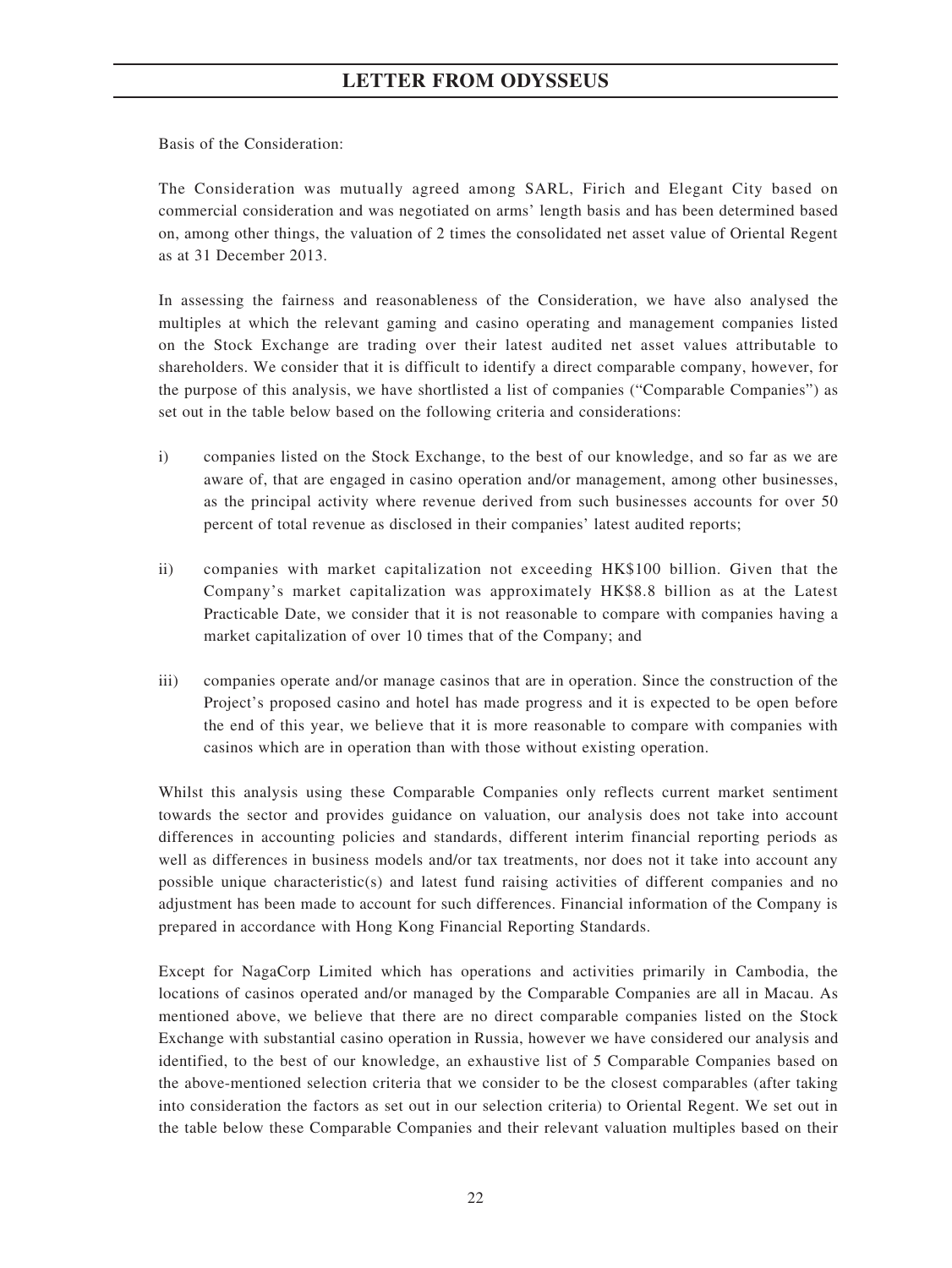Basis of the Consideration:

The Consideration was mutually agreed among SARL, Firich and Elegant City based on commercial consideration and was negotiated on arms' length basis and has been determined based on, among other things, the valuation of 2 times the consolidated net asset value of Oriental Regent as at 31 December 2013.

In assessing the fairness and reasonableness of the Consideration, we have also analysed the multiples at which the relevant gaming and casino operating and management companies listed on the Stock Exchange are trading over their latest audited net asset values attributable to shareholders. We consider that it is difficult to identify a direct comparable company, however, for the purpose of this analysis, we have shortlisted a list of companies ("Comparable Companies") as set out in the table below based on the following criteria and considerations:

i) companies listed on the Stock Exchange, to the best of our knowledge, and so far as we are aware of, that are engaged in casino operation and/or management, among other businesses, as the principal activity where revenue derived from such businesses accounts for over 50 percent of total revenue as disclosed in their companies' latest audited reports;

ii) companies with market capitalization not exceeding HK$100 billion. Given that the Company's market capitalization was approximately HK$8.8 billion as at the Latest Practicable Date, we consider that it is not reasonable to compare with companies having a market capitalization of over 10 times that of the Company; and

iii) companies operate and/or manage casinos that are in operation. Since the construction of the Project's proposed casino and hotel has made progress and it is expected to be open before the end of this year, we believe that it is more reasonable to compare with companies with casinos which are in operation than with those without existing operation.

Whilst this analysis using these Comparable Companies only reflects current market sentiment towards the sector and provides guidance on valuation, our analysis does not take into account differences in accounting policies and standards, different interim financial reporting periods as well as differences in business models and/or tax treatments, nor does not it take into account any possible unique characteristic(s) and latest fund raising activities of different companies and no adjustment has been made to account for such differences. Financial information of the Company is prepared in accordance with Hong Kong Financial Reporting Standards.

Except for NagaCorp Limited which has operations and activities primarily in Cambodia, the locations of casinos operated and/or managed by the Comparable Companies are all in Macau. As mentioned above, we believe that there are no direct comparable companies listed on the Stock Exchange with substantial casino operation in Russia, however we have considered our analysis and identified, to the best of our knowledge, an exhaustive list of 5 Comparable Companies based on the above-mentioned selection criteria that we consider to be the closest comparables (after taking into consideration the factors as set out in our selection criteria) to Oriental Regent. We set out in the table below these Comparable Companies and their relevant valuation multiples based on their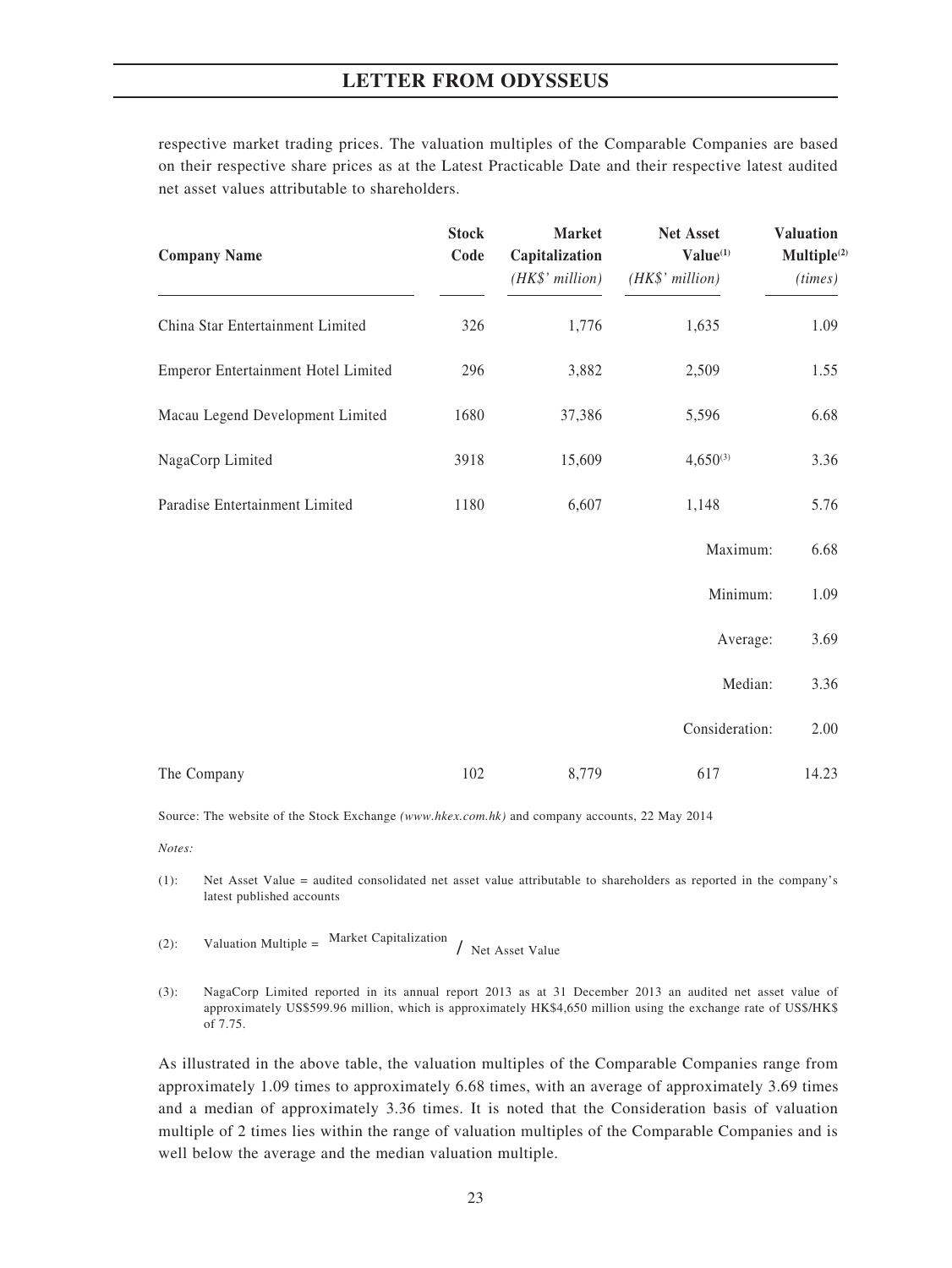respective market trading prices. The valuation multiples of the Comparable Companies are based on their respective share prices as at the Latest Practicable Date and their respective latest audited net asset values attributable to shareholders.

| Company Name | Stock Code | Market Capitalization *(HK$' million)* | Net Asset Value[(1)] *(HK$' million)* | Valuation Multiple[(2)] *(times)* |
|---|---|---|---|---|
| China Star Entertainment Limited | 326 | 1,776 | 1,635 | 1.09 |
| Emperor Entertainment Hotel Limited | 296 | 3,882 | 2,509 | 1.55 |
| Macau Legend Development Limited | 1680 | 37,386 | 5,596 | 6.68 |
| NagaCorp Limited | 3918 | 15,609 | 4,650[(3)] | 3.36 |
| Paradise Entertainment Limited | 1180 | 6,607 | 1,148 | 5.76 |
| | | | Maximum: | 6.68 |
| | | | Minimum: | 1.09 |
| | | | Average: | 3.69 |
| | | | Median: | 3.36 |
| | | | Consideration: | 2.00 |
| The Company | 102 | 8,779 | 617 | 14.23 |

Source: The website of the Stock Exchange *(www.hkex.com.hk)* and company accounts, 22 May 2014

*Notes:*

(1): Net Asset Value = audited consolidated net asset value attributable to shareholders as reported in the company's latest published accounts

(2): Valuation Multiple = Market Capitalization / Net Asset Value

(3): NagaCorp Limited reported in its annual report 2013 as at 31 December 2013 an audited net asset value of approximately US$599.96 million, which is approximately HK$4,650 million using the exchange rate of US$/HK$ of 7.75.

As illustrated in the above table, the valuation multiples of the Comparable Companies range from approximately 1.09 times to approximately 6.68 times, with an average of approximately 3.69 times and a median of approximately 3.36 times. It is noted that the Consideration basis of valuation multiple of 2 times lies within the range of valuation multiples of the Comparable Companies and is well below the average and the median valuation multiple.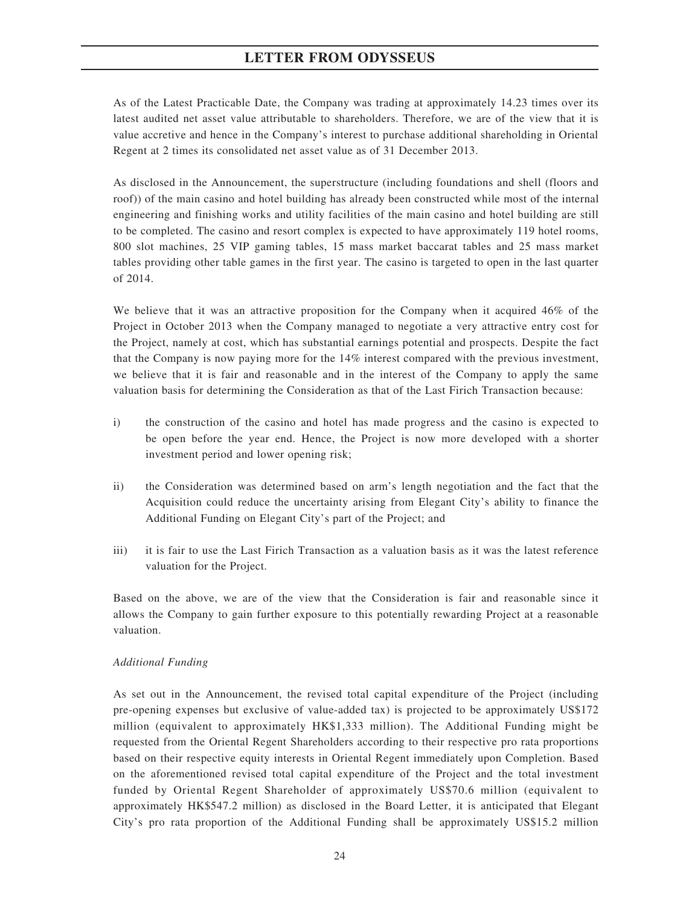As of the Latest Practicable Date, the Company was trading at approximately 14.23 times over its latest audited net asset value attributable to shareholders. Therefore, we are of the view that it is value accretive and hence in the Company's interest to purchase additional shareholding in Oriental Regent at 2 times its consolidated net asset value as of 31 December 2013.

As disclosed in the Announcement, the superstructure (including foundations and shell (floors and roof)) of the main casino and hotel building has already been constructed while most of the internal engineering and finishing works and utility facilities of the main casino and hotel building are still to be completed. The casino and resort complex is expected to have approximately 119 hotel rooms, 800 slot machines, 25 VIP gaming tables, 15 mass market baccarat tables and 25 mass market tables providing other table games in the first year. The casino is targeted to open in the last quarter of 2014.

We believe that it was an attractive proposition for the Company when it acquired 46% of the Project in October 2013 when the Company managed to negotiate a very attractive entry cost for the Project, namely at cost, which has substantial earnings potential and prospects. Despite the fact that the Company is now paying more for the 14% interest compared with the previous investment, we believe that it is fair and reasonable and in the interest of the Company to apply the same valuation basis for determining the Consideration as that of the Last Firich Transaction because:

i) the construction of the casino and hotel has made progress and the casino is expected to be open before the year end. Hence, the Project is now more developed with a shorter investment period and lower opening risk;

ii) the Consideration was determined based on arm's length negotiation and the fact that the Acquisition could reduce the uncertainty arising from Elegant City's ability to finance the Additional Funding on Elegant City's part of the Project; and

iii) it is fair to use the Last Firich Transaction as a valuation basis as it was the latest reference valuation for the Project.

Based on the above, we are of the view that the Consideration is fair and reasonable since it allows the Company to gain further exposure to this potentially rewarding Project at a reasonable valuation.

*Additional Funding*

As set out in the Announcement, the revised total capital expenditure of the Project (including pre-opening expenses but exclusive of value-added tax) is projected to be approximately US$172 million (equivalent to approximately HK$1,333 million). The Additional Funding might be requested from the Oriental Regent Shareholders according to their respective pro rata proportions based on their respective equity interests in Oriental Regent immediately upon Completion. Based on the aforementioned revised total capital expenditure of the Project and the total investment funded by Oriental Regent Shareholder of approximately US$70.6 million (equivalent to approximately HK$547.2 million) as disclosed in the Board Letter, it is anticipated that Elegant City's pro rata proportion of the Additional Funding shall be approximately US$15.2 million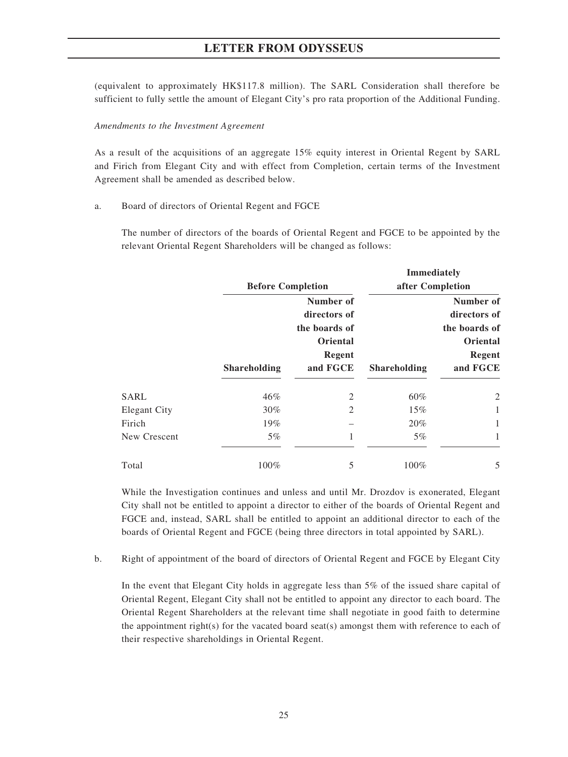(equivalent to approximately HK$117.8 million). The SARL Consideration shall therefore be sufficient to fully settle the amount of Elegant City's pro rata proportion of the Additional Funding.

*Amendments to the Investment Agreement*

As a result of the acquisitions of an aggregate 15% equity interest in Oriental Regent by SARL and Firich from Elegant City and with effect from Completion, certain terms of the Investment Agreement shall be amended as described below.

a. Board of directors of Oriental Regent and FGCE

The number of directors of the boards of Oriental Regent and FGCE to be appointed by the relevant Oriental Regent Shareholders will be changed as follows:

| | **Before Completion** | | **Immediately after Completion** | |
|---|---|---|---|---|
| | **Shareholding** | **Number of directors of the boards of Oriental Regent and FGCE** | **Shareholding** | **Number of directors of the boards of Oriental Regent and FGCE** |
| SARL | 46% | 2 | 60% | 2 |
| Elegant City | 30% | 2 | 15% | 1 |
| Firich | 19% | – | 20% | 1 |
| New Crescent | 5% | 1 | 5% | 1 |
| Total | 100% | 5 | 100% | 5 |

While the Investigation continues and unless and until Mr. Drozdov is exonerated, Elegant City shall not be entitled to appoint a director to either of the boards of Oriental Regent and FGCE and, instead, SARL shall be entitled to appoint an additional director to each of the boards of Oriental Regent and FGCE (being three directors in total appointed by SARL).

b. Right of appointment of the board of directors of Oriental Regent and FGCE by Elegant City

In the event that Elegant City holds in aggregate less than 5% of the issued share capital of Oriental Regent, Elegant City shall not be entitled to appoint any director to each board. The Oriental Regent Shareholders at the relevant time shall negotiate in good faith to determine the appointment right(s) for the vacated board seat(s) amongst them with reference to each of their respective shareholdings in Oriental Regent.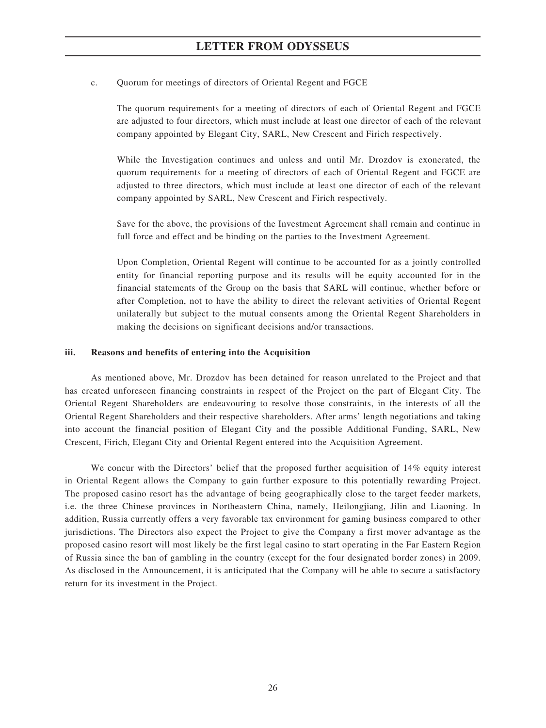c. Quorum for meetings of directors of Oriental Regent and FGCE

The quorum requirements for a meeting of directors of each of Oriental Regent and FGCE are adjusted to four directors, which must include at least one director of each of the relevant company appointed by Elegant City, SARL, New Crescent and Firich respectively.

While the Investigation continues and unless and until Mr. Drozdov is exonerated, the quorum requirements for a meeting of directors of each of Oriental Regent and FGCE are adjusted to three directors, which must include at least one director of each of the relevant company appointed by SARL, New Crescent and Firich respectively.

Save for the above, the provisions of the Investment Agreement shall remain and continue in full force and effect and be binding on the parties to the Investment Agreement.

Upon Completion, Oriental Regent will continue to be accounted for as a jointly controlled entity for financial reporting purpose and its results will be equity accounted for in the financial statements of the Group on the basis that SARL will continue, whether before or after Completion, not to have the ability to direct the relevant activities of Oriental Regent unilaterally but subject to the mutual consents among the Oriental Regent Shareholders in making the decisions on significant decisions and/or transactions.

**iii. Reasons and benefits of entering into the Acquisition**

As mentioned above, Mr. Drozdov has been detained for reason unrelated to the Project and that has created unforeseen financing constraints in respect of the Project on the part of Elegant City. The Oriental Regent Shareholders are endeavouring to resolve those constraints, in the interests of all the Oriental Regent Shareholders and their respective shareholders. After arms' length negotiations and taking into account the financial position of Elegant City and the possible Additional Funding, SARL, New Crescent, Firich, Elegant City and Oriental Regent entered into the Acquisition Agreement.

We concur with the Directors' belief that the proposed further acquisition of 14% equity interest in Oriental Regent allows the Company to gain further exposure to this potentially rewarding Project. The proposed casino resort has the advantage of being geographically close to the target feeder markets, i.e. the three Chinese provinces in Northeastern China, namely, Heilongjiang, Jilin and Liaoning. In addition, Russia currently offers a very favorable tax environment for gaming business compared to other jurisdictions. The Directors also expect the Project to give the Company a first mover advantage as the proposed casino resort will most likely be the first legal casino to start operating in the Far Eastern Region of Russia since the ban of gambling in the country (except for the four designated border zones) in 2009. As disclosed in the Announcement, it is anticipated that the Company will be able to secure a satisfactory return for its investment in the Project.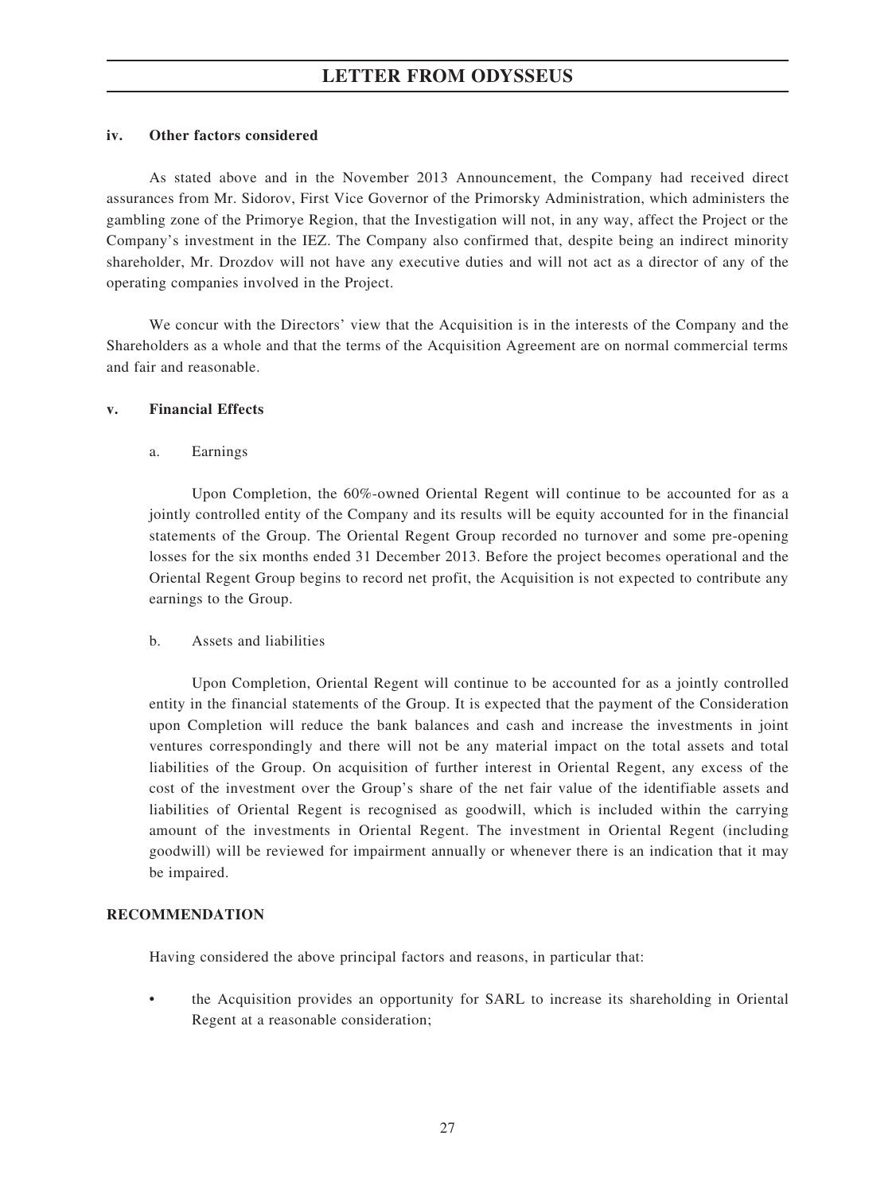#### iv. Other factors considered

As stated above and in the November 2013 Announcement, the Company had received direct assurances from Mr. Sidorov, First Vice Governor of the Primorsky Administration, which administers the gambling zone of the Primorye Region, that the Investigation will not, in any way, affect the Project or the Company's investment in the IEZ. The Company also confirmed that, despite being an indirect minority shareholder, Mr. Drozdov will not have any executive duties and will not act as a director of any of the operating companies involved in the Project.

We concur with the Directors' view that the Acquisition is in the interests of the Company and the Shareholders as a whole and that the terms of the Acquisition Agreement are on normal commercial terms and fair and reasonable.

#### v. Financial Effects

a. Earnings

Upon Completion, the 60%-owned Oriental Regent will continue to be accounted for as a jointly controlled entity of the Company and its results will be equity accounted for in the financial statements of the Group. The Oriental Regent Group recorded no turnover and some pre-opening losses for the six months ended 31 December 2013. Before the project becomes operational and the Oriental Regent Group begins to record net profit, the Acquisition is not expected to contribute any earnings to the Group.

b. Assets and liabilities

Upon Completion, Oriental Regent will continue to be accounted for as a jointly controlled entity in the financial statements of the Group. It is expected that the payment of the Consideration upon Completion will reduce the bank balances and cash and increase the investments in joint ventures correspondingly and there will not be any material impact on the total assets and total liabilities of the Group. On acquisition of further interest in Oriental Regent, any excess of the cost of the investment over the Group's share of the net fair value of the identifiable assets and liabilities of Oriental Regent is recognised as goodwill, which is included within the carrying amount of the investments in Oriental Regent. The investment in Oriental Regent (including goodwill) will be reviewed for impairment annually or whenever there is an indication that it may be impaired.

### RECOMMENDATION

Having considered the above principal factors and reasons, in particular that:

- the Acquisition provides an opportunity for SARL to increase its shareholding in Oriental Regent at a reasonable consideration;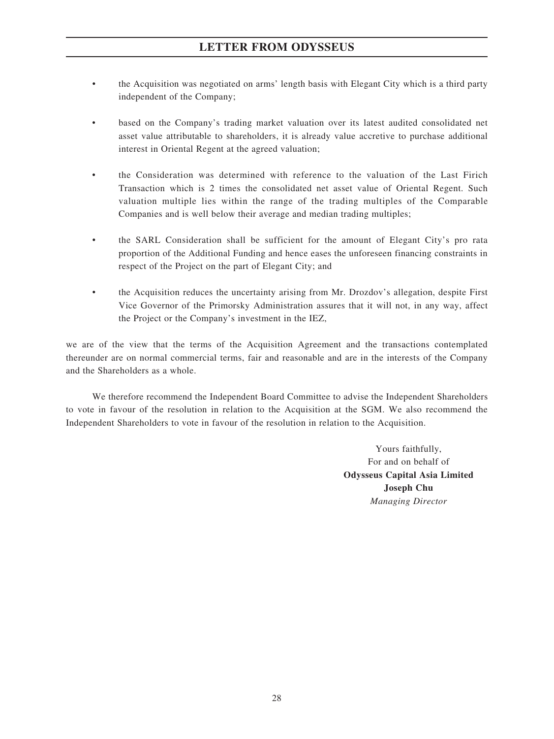- the Acquisition was negotiated on arms' length basis with Elegant City which is a third party independent of the Company;

- based on the Company's trading market valuation over its latest audited consolidated net asset value attributable to shareholders, it is already value accretive to purchase additional interest in Oriental Regent at the agreed valuation;

- the Consideration was determined with reference to the valuation of the Last Firich Transaction which is 2 times the consolidated net asset value of Oriental Regent. Such valuation multiple lies within the range of the trading multiples of the Comparable Companies and is well below their average and median trading multiples;

- the SARL Consideration shall be sufficient for the amount of Elegant City's pro rata proportion of the Additional Funding and hence eases the unforeseen financing constraints in respect of the Project on the part of Elegant City; and

- the Acquisition reduces the uncertainty arising from Mr. Drozdov's allegation, despite First Vice Governor of the Primorsky Administration assures that it will not, in any way, affect the Project or the Company's investment in the IEZ,

we are of the view that the terms of the Acquisition Agreement and the transactions contemplated thereunder are on normal commercial terms, fair and reasonable and are in the interests of the Company and the Shareholders as a whole.

We therefore recommend the Independent Board Committee to advise the Independent Shareholders to vote in favour of the resolution in relation to the Acquisition at the SGM. We also recommend the Independent Shareholders to vote in favour of the resolution in relation to the Acquisition.

Yours faithfully,
For and on behalf of
**Odysseus Capital Asia Limited**
**Joseph Chu**
*Managing Director*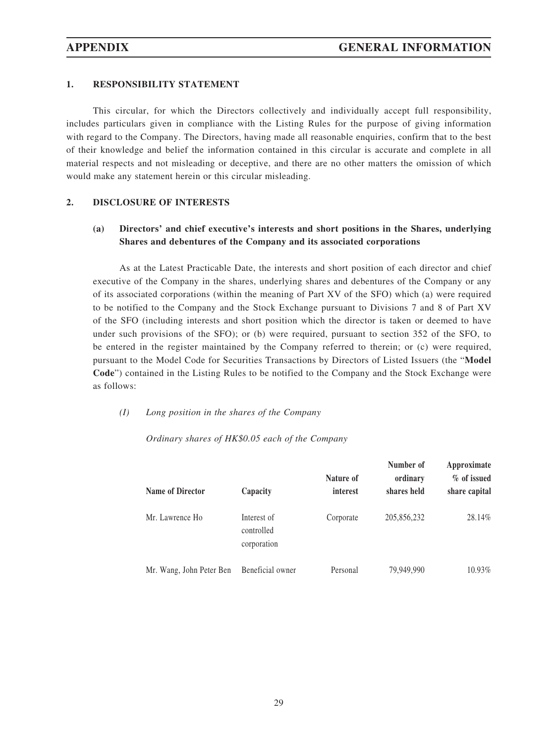# APPENDIX GENERAL INFORMATION

## 1. RESPONSIBILITY STATEMENT

This circular, for which the Directors collectively and individually accept full responsibility, includes particulars given in compliance with the Listing Rules for the purpose of giving information with regard to the Company. The Directors, having made all reasonable enquiries, confirm that to the best of their knowledge and belief the information contained in this circular is accurate and complete in all material respects and not misleading or deceptive, and there are no other matters the omission of which would make any statement herein or this circular misleading.

## 2. DISCLOSURE OF INTERESTS

### (a) Directors' and chief executive's interests and short positions in the Shares, underlying Shares and debentures of the Company and its associated corporations

As at the Latest Practicable Date, the interests and short position of each director and chief executive of the Company in the shares, underlying shares and debentures of the Company or any of its associated corporations (within the meaning of Part XV of the SFO) which (a) were required to be notified to the Company and the Stock Exchange pursuant to Divisions 7 and 8 of Part XV of the SFO (including interests and short position which the director is taken or deemed to have under such provisions of the SFO); or (b) were required, pursuant to section 352 of the SFO, to be entered in the register maintained by the Company referred to therein; or (c) were required, pursuant to the Model Code for Securities Transactions by Directors of Listed Issuers (the "**Model Code**") contained in the Listing Rules to be notified to the Company and the Stock Exchange were as follows:

*(I) Long position in the shares of the Company*

*Ordinary shares of HK$0.05 each of the Company*

| Name of Director | Capacity | Nature of interest | Number of ordinary shares held | Approximate % of issued share capital |
|---|---|---|---|---|
| Mr. Lawrence Ho | Interest of controlled corporation | Corporate | 205,856,232 | 28.14% |
| Mr. Wang, John Peter Ben | Beneficial owner | Personal | 79,949,990 | 10.93% |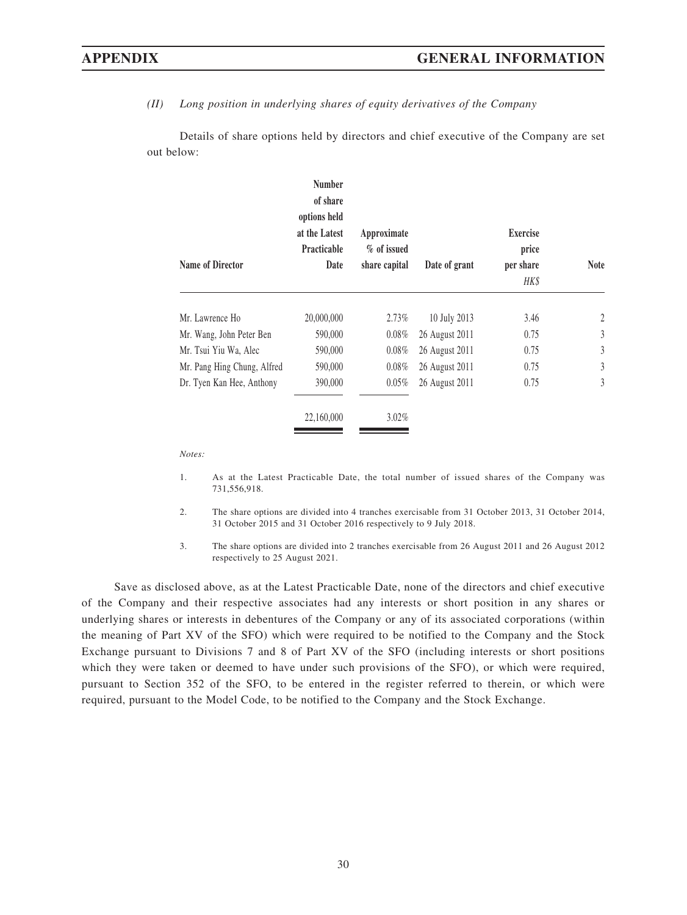*(II) Long position in underlying shares of equity derivatives of the Company*

Details of share options held by directors and chief executive of the Company are set out below:

| Name of Director | Number of share options held at the Latest Practicable Date | Approximate % of issued share capital | Date of grant | Exercise price per share *HK$* | Note |
|---|---|---|---|---|---|
| Mr. Lawrence Ho | 20,000,000 | 2.73% | 10 July 2013 | 3.46 | 2 |
| Mr. Wang, John Peter Ben | 590,000 | 0.08% | 26 August 2011 | 0.75 | 3 |
| Mr. Tsui Yiu Wa, Alec | 590,000 | 0.08% | 26 August 2011 | 0.75 | 3 |
| Mr. Pang Hing Chung, Alfred | 590,000 | 0.08% | 26 August 2011 | 0.75 | 3 |
| Dr. Tyen Kan Hee, Anthony | 390,000 | 0.05% | 26 August 2011 | 0.75 | 3 |
| | 22,160,000 | 3.02% | | | |

*Notes:*

1. As at the Latest Practicable Date, the total number of issued shares of the Company was 731,556,918.

2. The share options are divided into 4 tranches exercisable from 31 October 2013, 31 October 2014, 31 October 2015 and 31 October 2016 respectively to 9 July 2018.

3. The share options are divided into 2 tranches exercisable from 26 August 2011 and 26 August 2012 respectively to 25 August 2021.

Save as disclosed above, as at the Latest Practicable Date, none of the directors and chief executive of the Company and their respective associates had any interests or short position in any shares or underlying shares or interests in debentures of the Company or any of its associated corporations (within the meaning of Part XV of the SFO) which were required to be notified to the Company and the Stock Exchange pursuant to Divisions 7 and 8 of Part XV of the SFO (including interests or short positions which they were taken or deemed to have under such provisions of the SFO), or which were required, pursuant to Section 352 of the SFO, to be entered in the register referred to therein, or which were required, pursuant to the Model Code, to be notified to the Company and the Stock Exchange.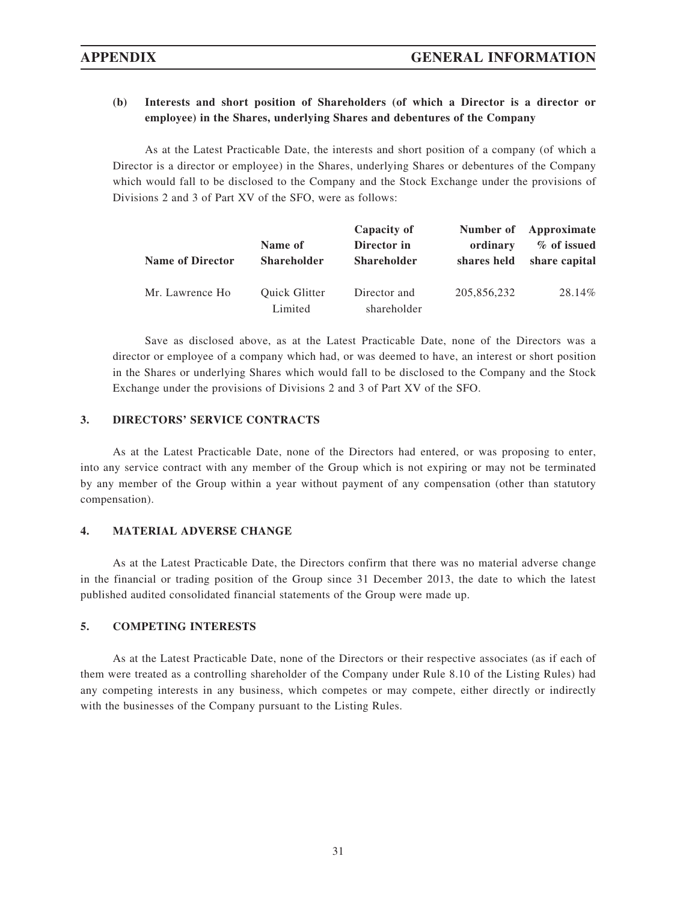**(b) Interests and short position of Shareholders (of which a Director is a director or employee) in the Shares, underlying Shares and debentures of the Company**

As at the Latest Practicable Date, the interests and short position of a company (of which a Director is a director or employee) in the Shares, underlying Shares or debentures of the Company which would fall to be disclosed to the Company and the Stock Exchange under the provisions of Divisions 2 and 3 of Part XV of the SFO, were as follows:

| Name of Director | Name of Shareholder | Capacity of Director in Shareholder | Number of ordinary shares held | Approximate % of issued share capital |
|---|---|---|---|---|
| Mr. Lawrence Ho | Quick Glitter Limited | Director and shareholder | 205,856,232 | 28.14% |

Save as disclosed above, as at the Latest Practicable Date, none of the Directors was a director or employee of a company which had, or was deemed to have, an interest or short position in the Shares or underlying Shares which would fall to be disclosed to the Company and the Stock Exchange under the provisions of Divisions 2 and 3 of Part XV of the SFO.

## 3. DIRECTORS' SERVICE CONTRACTS

As at the Latest Practicable Date, none of the Directors had entered, or was proposing to enter, into any service contract with any member of the Group which is not expiring or may not be terminated by any member of the Group within a year without payment of any compensation (other than statutory compensation).

## 4. MATERIAL ADVERSE CHANGE

As at the Latest Practicable Date, the Directors confirm that there was no material adverse change in the financial or trading position of the Group since 31 December 2013, the date to which the latest published audited consolidated financial statements of the Group were made up.

## 5. COMPETING INTERESTS

As at the Latest Practicable Date, none of the Directors or their respective associates (as if each of them were treated as a controlling shareholder of the Company under Rule 8.10 of the Listing Rules) had any competing interests in any business, which competes or may compete, either directly or indirectly with the businesses of the Company pursuant to the Listing Rules.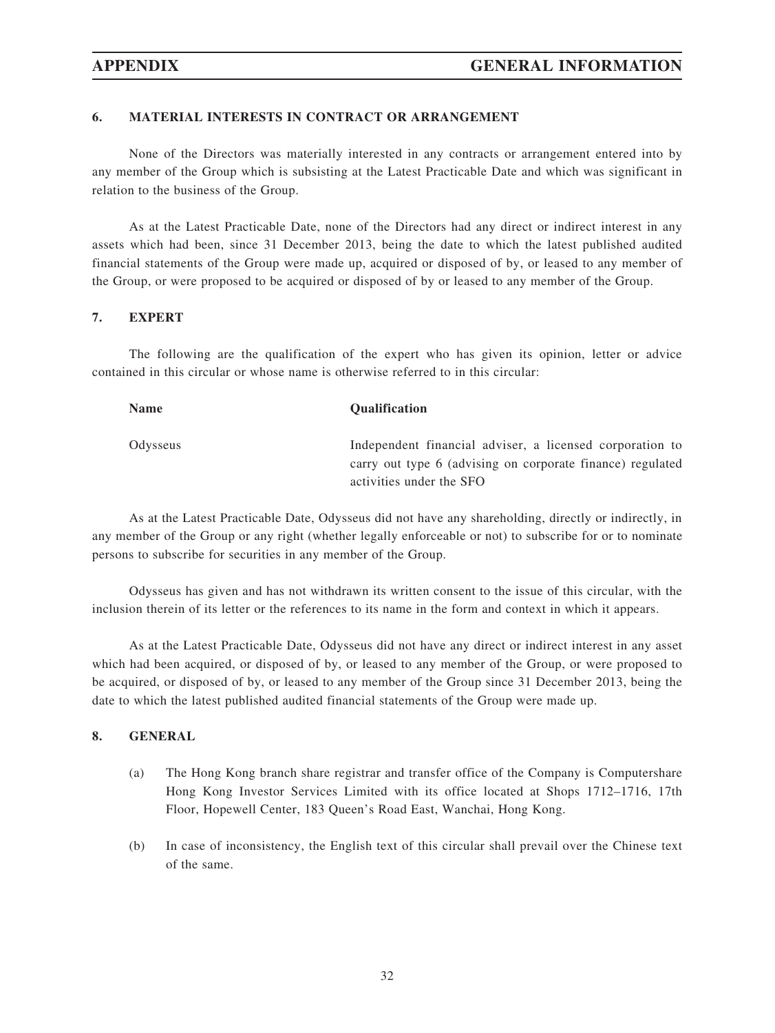### 6. MATERIAL INTERESTS IN CONTRACT OR ARRANGEMENT

None of the Directors was materially interested in any contracts or arrangement entered into by any member of the Group which is subsisting at the Latest Practicable Date and which was significant in relation to the business of the Group.

As at the Latest Practicable Date, none of the Directors had any direct or indirect interest in any assets which had been, since 31 December 2013, being the date to which the latest published audited financial statements of the Group were made up, acquired or disposed of by, or leased to any member of the Group, or were proposed to be acquired or disposed of by or leased to any member of the Group.

### 7. EXPERT

The following are the qualification of the expert who has given its opinion, letter or advice contained in this circular or whose name is otherwise referred to in this circular:

| Name | Qualification |
|---|---|
| Odysseus | Independent financial adviser, a licensed corporation to carry out type 6 (advising on corporate finance) regulated activities under the SFO |

As at the Latest Practicable Date, Odysseus did not have any shareholding, directly or indirectly, in any member of the Group or any right (whether legally enforceable or not) to subscribe for or to nominate persons to subscribe for securities in any member of the Group.

Odysseus has given and has not withdrawn its written consent to the issue of this circular, with the inclusion therein of its letter or the references to its name in the form and context in which it appears.

As at the Latest Practicable Date, Odysseus did not have any direct or indirect interest in any asset which had been acquired, or disposed of by, or leased to any member of the Group, or were proposed to be acquired, or disposed of by, or leased to any member of the Group since 31 December 2013, being the date to which the latest published audited financial statements of the Group were made up.

### 8. GENERAL

(a) The Hong Kong branch share registrar and transfer office of the Company is Computershare Hong Kong Investor Services Limited with its office located at Shops 1712–1716, 17th Floor, Hopewell Center, 183 Queen's Road East, Wanchai, Hong Kong.

(b) In case of inconsistency, the English text of this circular shall prevail over the Chinese text of the same.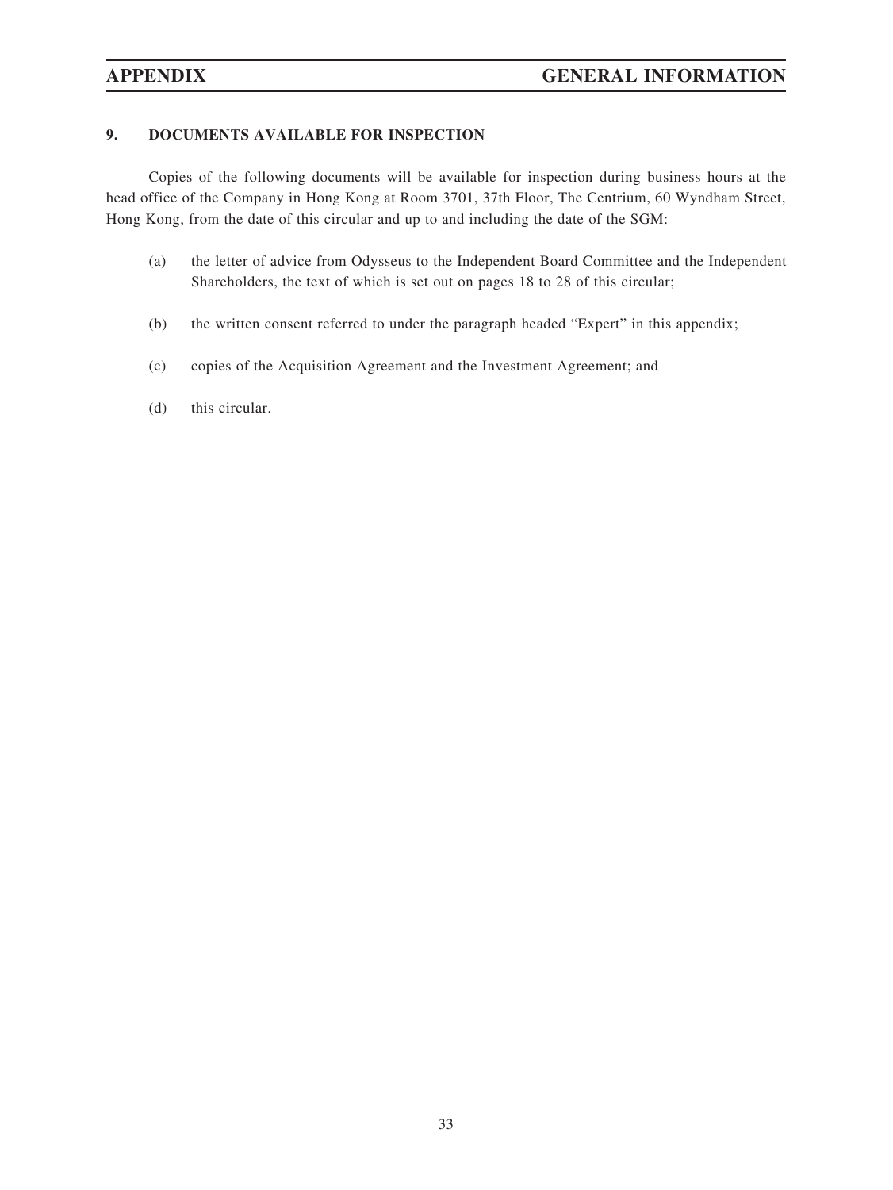## 9. DOCUMENTS AVAILABLE FOR INSPECTION

Copies of the following documents will be available for inspection during business hours at the head office of the Company in Hong Kong at Room 3701, 37th Floor, The Centrium, 60 Wyndham Street, Hong Kong, from the date of this circular and up to and including the date of the SGM:

(a) the letter of advice from Odysseus to the Independent Board Committee and the Independent Shareholders, the text of which is set out on pages 18 to 28 of this circular;

(b) the written consent referred to under the paragraph headed "Expert" in this appendix;

(c) copies of the Acquisition Agreement and the Investment Agreement; and

(d) this circular.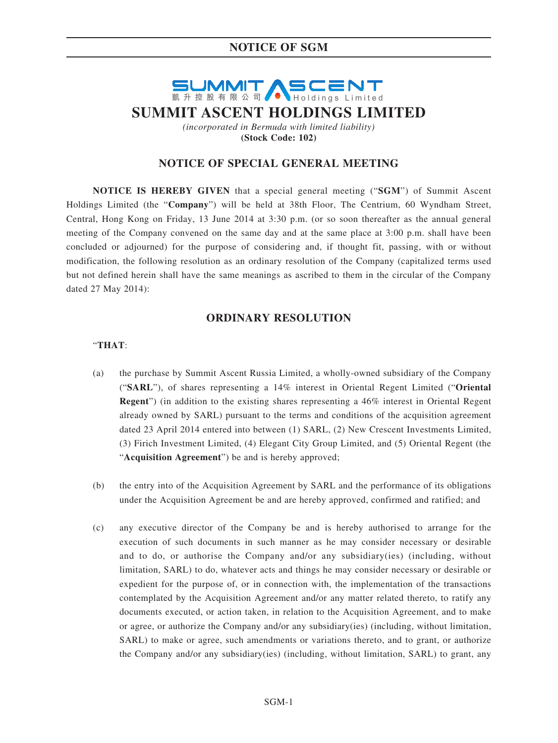# NOTICE OF SGM

凱升控股有限公司 Holdings Limited

## SUMMIT ASCENT HOLDINGS LIMITED

*(incorporated in Bermuda with limited liability)*

**(Stock Code: 102)**

## NOTICE OF SPECIAL GENERAL MEETING

**NOTICE IS HEREBY GIVEN** that a special general meeting ("**SGM**") of Summit Ascent Holdings Limited (the "**Company**") will be held at 38th Floor, The Centrium, 60 Wyndham Street, Central, Hong Kong on Friday, 13 June 2014 at 3:30 p.m. (or so soon thereafter as the annual general meeting of the Company convened on the same day and at the same place at 3:00 p.m. shall have been concluded or adjourned) for the purpose of considering and, if thought fit, passing, with or without modification, the following resolution as an ordinary resolution of the Company (capitalized terms used but not defined herein shall have the same meanings as ascribed to them in the circular of the Company dated 27 May 2014):

## ORDINARY RESOLUTION

"**THAT**:

(a) the purchase by Summit Ascent Russia Limited, a wholly-owned subsidiary of the Company ("**SARL**"), of shares representing a 14% interest in Oriental Regent Limited ("**Oriental Regent**") (in addition to the existing shares representing a 46% interest in Oriental Regent already owned by SARL) pursuant to the terms and conditions of the acquisition agreement dated 23 April 2014 entered into between (1) SARL, (2) New Crescent Investments Limited, (3) Firich Investment Limited, (4) Elegant City Group Limited, and (5) Oriental Regent (the "**Acquisition Agreement**") be and is hereby approved;

(b) the entry into of the Acquisition Agreement by SARL and the performance of its obligations under the Acquisition Agreement be and are hereby approved, confirmed and ratified; and

(c) any executive director of the Company be and is hereby authorised to arrange for the execution of such documents in such manner as he may consider necessary or desirable and to do, or authorise the Company and/or any subsidiary(ies) (including, without limitation, SARL) to do, whatever acts and things he may consider necessary or desirable or expedient for the purpose of, or in connection with, the implementation of the transactions contemplated by the Acquisition Agreement and/or any matter related thereto, to ratify any documents executed, or action taken, in relation to the Acquisition Agreement, and to make or agree, or authorize the Company and/or any subsidiary(ies) (including, without limitation, SARL) to make or agree, such amendments or variations thereto, and to grant, or authorize the Company and/or any subsidiary(ies) (including, without limitation, SARL) to grant, any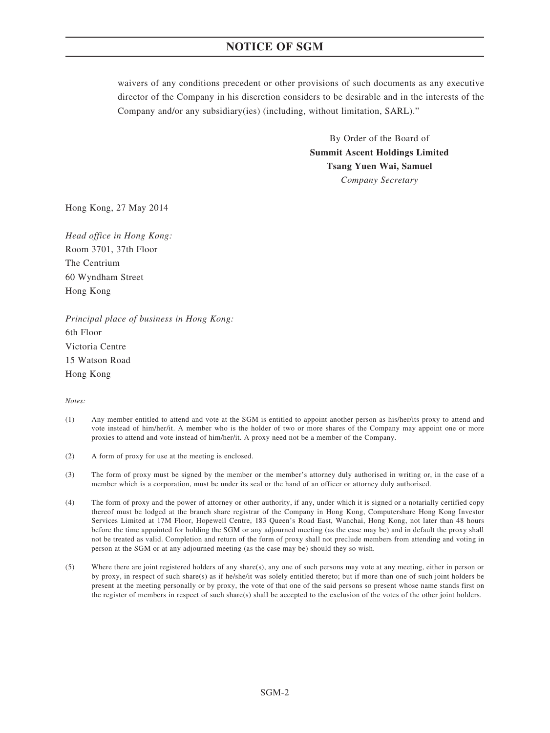waivers of any conditions precedent or other provisions of such documents as any executive director of the Company in his discretion considers to be desirable and in the interests of the Company and/or any subsidiary(ies) (including, without limitation, SARL)."

By Order of the Board of
**Summit Ascent Holdings Limited**
**Tsang Yuen Wai, Samuel**
*Company Secretary*

Hong Kong, 27 May 2014

*Head office in Hong Kong:*
Room 3701, 37th Floor
The Centrium
60 Wyndham Street
Hong Kong

*Principal place of business in Hong Kong:*
6th Floor
Victoria Centre
15 Watson Road
Hong Kong

*Notes:*

(1) Any member entitled to attend and vote at the SGM is entitled to appoint another person as his/her/its proxy to attend and vote instead of him/her/it. A member who is the holder of two or more shares of the Company may appoint one or more proxies to attend and vote instead of him/her/it. A proxy need not be a member of the Company.

(2) A form of proxy for use at the meeting is enclosed.

(3) The form of proxy must be signed by the member or the member's attorney duly authorised in writing or, in the case of a member which is a corporation, must be under its seal or the hand of an officer or attorney duly authorised.

(4) The form of proxy and the power of attorney or other authority, if any, under which it is signed or a notarially certified copy thereof must be lodged at the branch share registrar of the Company in Hong Kong, Computershare Hong Kong Investor Services Limited at 17M Floor, Hopewell Centre, 183 Queen's Road East, Wanchai, Hong Kong, not later than 48 hours before the time appointed for holding the SGM or any adjourned meeting (as the case may be) and in default the proxy shall not be treated as valid. Completion and return of the form of proxy shall not preclude members from attending and voting in person at the SGM or at any adjourned meeting (as the case may be) should they so wish.

(5) Where there are joint registered holders of any share(s), any one of such persons may vote at any meeting, either in person or by proxy, in respect of such share(s) as if he/she/it was solely entitled thereto; but if more than one of such joint holders be present at the meeting personally or by proxy, the vote of that one of the said persons so present whose name stands first on the register of members in respect of such share(s) shall be accepted to the exclusion of the votes of the other joint holders.